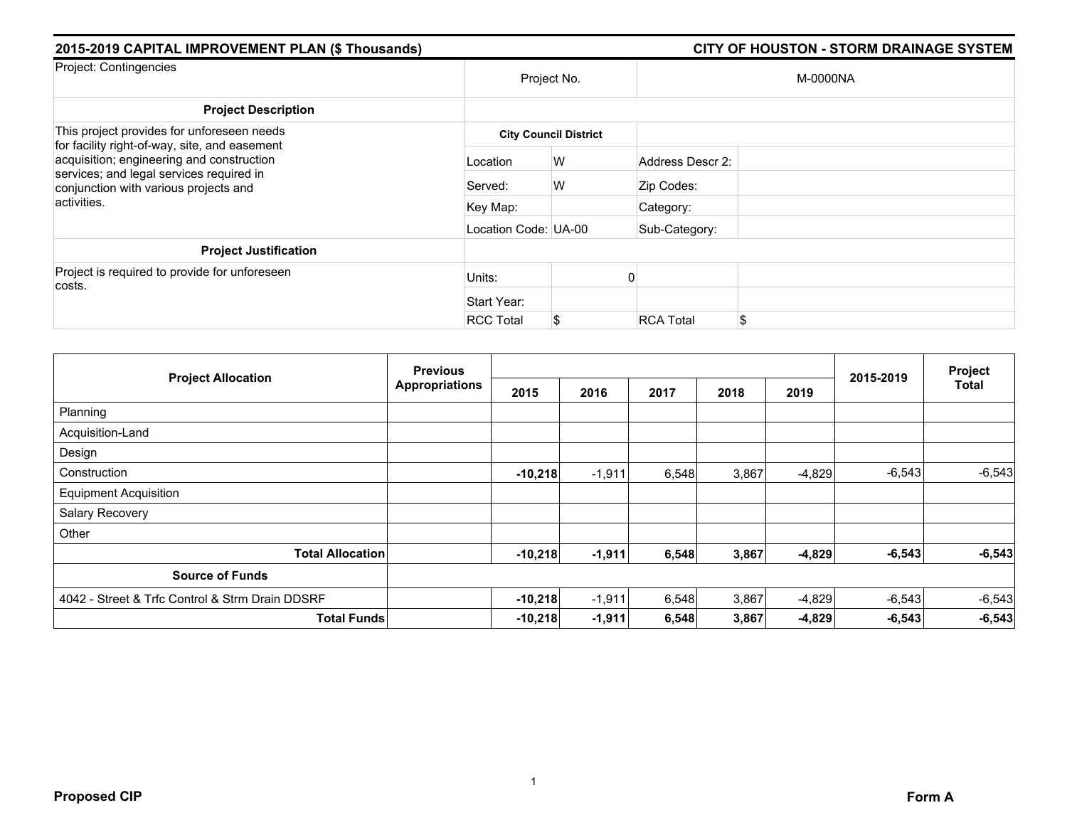**2015-2019 CAPITAL IMPROVEMENT PLAN ($ Thousands)** | **CITY OF HOUSTON - STORM DRAINAGE SYSTEM**

| Project: Contingencies | Project No. | | M-0000NA | |
|---|---|---|---|---|
| **Project Description** | | | | |
| This project provides for unforeseen needs for facility right-of-way, site, and easement acquisition; engineering and construction services; and legal services required in conjunction with various projects and activities. | **City Council District** | | | |
| | Location | W | Address Descr 2: | |
| | Served: | W | Zip Codes: | |
| | Key Map: | | Category: | |
| | Location Code: | UA-00 | Sub-Category: | |
| **Project Justification** | | | | |
| Project is required to provide for unforeseen costs. | Units: | 0 | | |
| | Start Year: | | | |
| | RCC Total | $ | RCA Total | $ |

| Project Allocation | Previous Appropriations | 2015 | 2016 | 2017 | 2018 | 2019 | 2015-2019 | Project Total |
|---|---|---|---|---|---|---|---|---|
| Planning | | | | | | | | |
| Acquisition-Land | | | | | | | | |
| Design | | | | | | | | |
| Construction | | **-10,218** | -1,911 | 6,548 | 3,867 | -4,829 | -6,543 | -6,543 |
| Equipment Acquisition | | | | | | | | |
| Salary Recovery | | | | | | | | |
| Other | | | | | | | | |
| **Total Allocation** | | **-10,218** | **-1,911** | **6,548** | **3,867** | **-4,829** | **-6,543** | **-6,543** |
| **Source of Funds** | | | | | | | | |
| 4042 - Street & Trfc Control & Strm Drain DDSRF | | **-10,218** | -1,911 | 6,548 | 3,867 | -4,829 | -6,543 | -6,543 |
| **Total Funds** | | **-10,218** | **-1,911** | **6,548** | **3,867** | **-4,829** | **-6,543** | **-6,543** |

**Proposed CIP** | **Form A**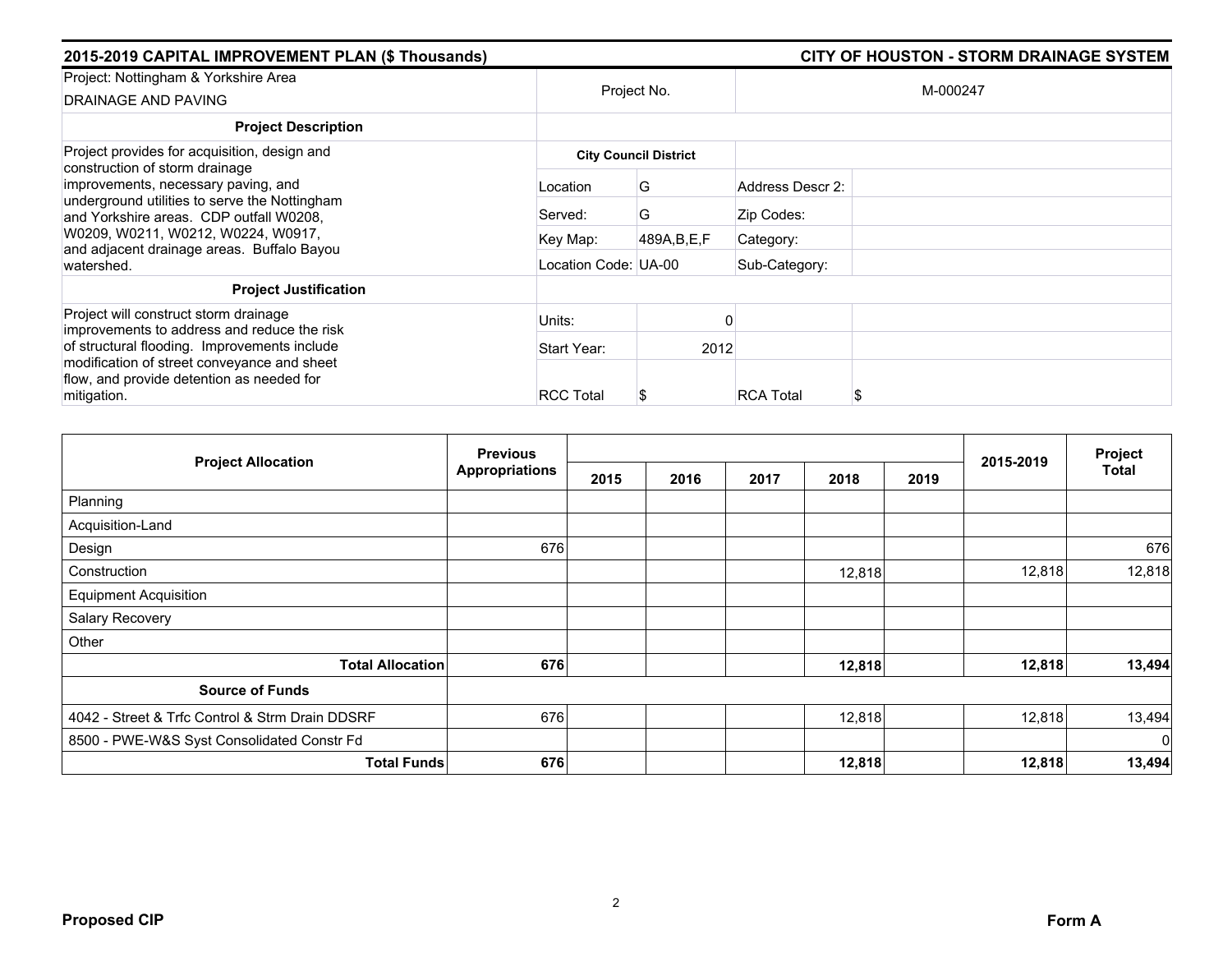## 2015-2019 CAPITAL IMPROVEMENT PLAN ($ Thousands) — CITY OF HOUSTON - STORM DRAINAGE SYSTEM

| Project: Nottingham & Yorkshire Area DRAINAGE AND PAVING | Project No. | | M-000247 | |
|---|---|---|---|---|
| **Project Description** | | | | |
| Project provides for acquisition, design and construction of storm drainage improvements, necessary paving, and underground utilities to serve the Nottingham and Yorkshire areas. CDP outfall W0208, W0209, W0211, W0212, W0224, W0917, and adjacent drainage areas. Buffalo Bayou watershed. | **City Council District** | | | |
| | Location | G | Address Descr 2: | |
| | Served: | G | Zip Codes: | |
| | Key Map: | 489A,B,E,F | Category: | |
| | Location Code: | UA-00 | Sub-Category: | |
| **Project Justification** | | | | |
| Project will construct storm drainage improvements to address and reduce the risk of structural flooding. Improvements include modification of street conveyance and sheet flow, and provide detention as needed for mitigation. | Units: | 0 | | |
| | Start Year: | 2012 | | |
| | RCC Total | $ | RCA Total | $ |

| Project Allocation | Previous Appropriations | 2015 | 2016 | 2017 | 2018 | 2019 | 2015-2019 | Project Total |
|---|---|---|---|---|---|---|---|---|
| Planning | | | | | | | | |
| Acquisition-Land | | | | | | | | |
| Design | 676 | | | | | | | 676 |
| Construction | | | | | 12,818 | | 12,818 | 12,818 |
| Equipment Acquisition | | | | | | | | |
| Salary Recovery | | | | | | | | |
| Other | | | | | | | | |
| **Total Allocation** | **676** | | | | **12,818** | | **12,818** | **13,494** |
| **Source of Funds** | | | | | | | | |
| 4042 - Street & Trfc Control & Strm Drain DDSRF | 676 | | | | 12,818 | | 12,818 | 13,494 |
| 8500 - PWE-W&S Syst Consolidated Constr Fd | | | | | | | | 0 |
| **Total Funds** | **676** | | | | **12,818** | | **12,818** | **13,494** |

**Proposed CIP** — **Form A**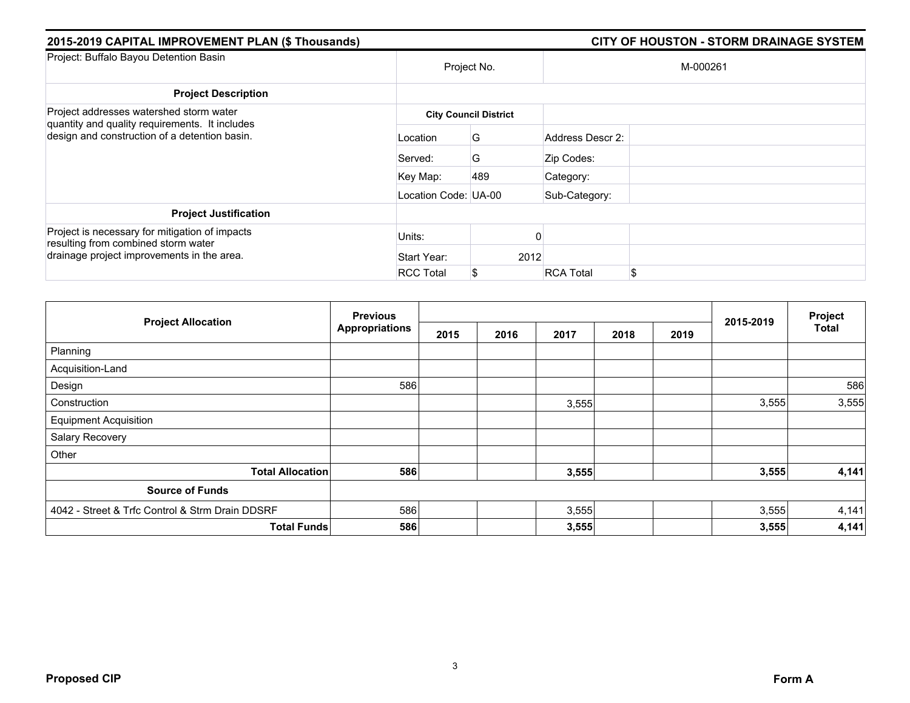## 2015-2019 CAPITAL IMPROVEMENT PLAN ($ Thousands)

## CITY OF HOUSTON - STORM DRAINAGE SYSTEM

| Project: Buffalo Bayou Detention Basin | Project No. | | M-000261 | |
|---|---|---|---|---|
| **Project Description** | | | | |
| Project addresses watershed storm water quantity and quality requirements. It includes design and construction of a detention basin. | **City Council District** | | | |
| | Location | G | Address Descr 2: | |
| | Served: | G | Zip Codes: | |
| | Key Map: | 489 | Category: | |
| | Location Code: | UA-00 | Sub-Category: | |
| **Project Justification** | | | | |
| Project is necessary for mitigation of impacts resulting from combined storm water drainage project improvements in the area. | Units: | 0 | | |
| | Start Year: | 2012 | | |
| | RCC Total | $ | RCA Total | $ |

| Project Allocation | Previous Appropriations | 2015 | 2016 | 2017 | 2018 | 2019 | 2015-2019 | Project Total |
|---|---|---|---|---|---|---|---|---|
| Planning | | | | | | | | |
| Acquisition-Land | | | | | | | | |
| Design | 586 | | | | | | | 586 |
| Construction | | | | 3,555 | | | 3,555 | 3,555 |
| Equipment Acquisition | | | | | | | | |
| Salary Recovery | | | | | | | | |
| Other | | | | | | | | |
| **Total Allocation** | **586** | | | **3,555** | | | **3,555** | **4,141** |
| **Source of Funds** | | | | | | | | |
| 4042 - Street & Trfc Control & Strm Drain DDSRF | 586 | | | 3,555 | | | 3,555 | 4,141 |
| **Total Funds** | **586** | | | **3,555** | | | **3,555** | **4,141** |

**Proposed CIP** **Form A**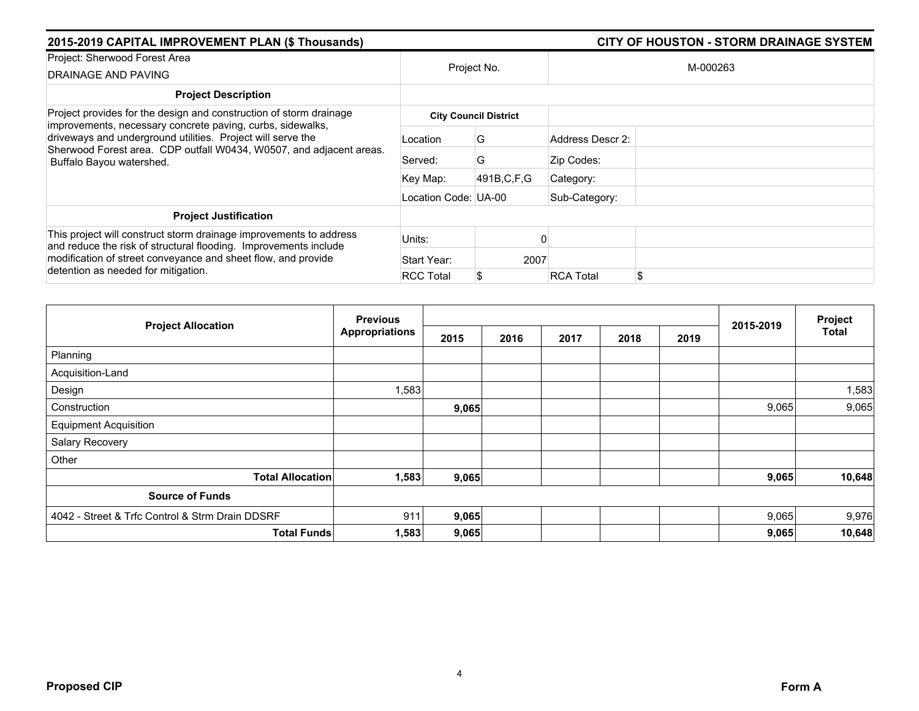**2015-2019 CAPITAL IMPROVEMENT PLAN ($ Thousands)** | **CITY OF HOUSTON - STORM DRAINAGE SYSTEM**

| Project: Sherwood Forest Area DRAINAGE AND PAVING | Project No. | | M-000263 | |
|---|---|---|---|---|
| **Project Description** | | | | |
| Project provides for the design and construction of storm drainage improvements, necessary concrete paving, curbs, sidewalks, driveways and underground utilities. Project will serve the Sherwood Forest area. CDP outfall W0434, W0507, and adjacent areas. Buffalo Bayou watershed. | **City Council District** | | | |
| | Location | G | Address Descr 2: | |
| | Served: | G | Zip Codes: | |
| | Key Map: | 491B,C,F,G | Category: | |
| | Location Code: | UA-00 | Sub-Category: | |
| **Project Justification** | | | | |
| This project will construct storm drainage improvements to address and reduce the risk of structural flooding. Improvements include modification of street conveyance and sheet flow, and provide detention as needed for mitigation. | Units: | 0 | | |
| | Start Year: | 2007 | | |
| | RCC Total | $ | RCA Total | $ |

| Project Allocation | Previous Appropriations | 2015 | 2016 | 2017 | 2018 | 2019 | 2015-2019 | Project Total |
|---|---|---|---|---|---|---|---|---|
| Planning | | | | | | | | |
| Acquisition-Land | | | | | | | | |
| Design | 1,583 | | | | | | | 1,583 |
| Construction | | **9,065** | | | | | 9,065 | 9,065 |
| Equipment Acquisition | | | | | | | | |
| Salary Recovery | | | | | | | | |
| Other | | | | | | | | |
| **Total Allocation** | **1,583** | **9,065** | | | | | **9,065** | **10,648** |
| **Source of Funds** | | | | | | | | |
| 4042 - Street & Trfc Control & Strm Drain DDSRF | 911 | **9,065** | | | | | 9,065 | 9,976 |
| **Total Funds** | **1,583** | **9,065** | | | | | **9,065** | **10,648** |

**Proposed CIP** | **Form A**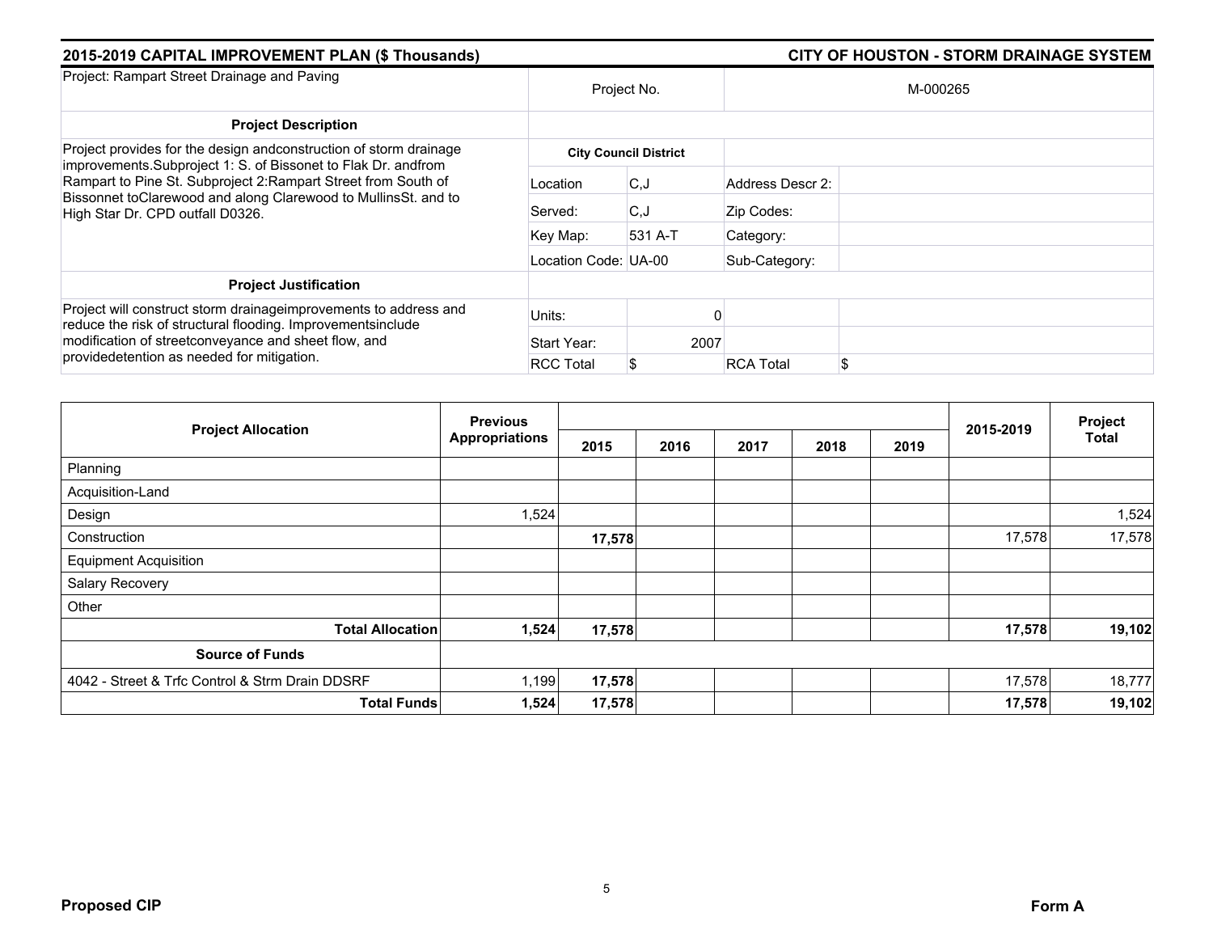## 2015-2019 CAPITAL IMPROVEMENT PLAN ($ Thousands)

## CITY OF HOUSTON - STORM DRAINAGE SYSTEM

| Project: Rampart Street Drainage and Paving | Project No. | | M-000265 | |
|---|---|---|---|---|
| **Project Description** | | | | |
| Project provides for the design andconstruction of storm drainage improvements.Subproject 1: S. of Bissonet to Flak Dr. andfrom Rampart to Pine St. Subproject 2:Rampart Street from South of Bissonnet toClarewood and along Clarewood to MullinsSt. and to High Star Dr. CPD outfall D0326. | **City Council District** | | | |
| | Location | C,J | Address Descr 2: | |
| | Served: | C,J | Zip Codes: | |
| | Key Map: | 531 A-T | Category: | |
| | Location Code: | UA-00 | Sub-Category: | |
| **Project Justification** | | | | |
| Project will construct storm drainageimprovements to address and reduce the risk of structural flooding. Improvementsinclude modification of streetconveyance and sheet flow, and providedetention as needed for mitigation. | Units: | 0 | | |
| | Start Year: | 2007 | | |
| | RCC Total | $ | RCA Total | $ |

| Project Allocation | Previous Appropriations | 2015 | 2016 | 2017 | 2018 | 2019 | 2015-2019 | Project Total |
|---|---|---|---|---|---|---|---|---|
| Planning | | | | | | | | |
| Acquisition-Land | | | | | | | | |
| Design | 1,524 | | | | | | | 1,524 |
| Construction | | **17,578** | | | | | 17,578 | 17,578 |
| Equipment Acquisition | | | | | | | | |
| Salary Recovery | | | | | | | | |
| Other | | | | | | | | |
| **Total Allocation** | **1,524** | **17,578** | | | | | **17,578** | **19,102** |
| **Source of Funds** | | | | | | | | |
| 4042 - Street & Trfc Control & Strm Drain DDSRF | 1,199 | **17,578** | | | | | 17,578 | 18,777 |
| **Total Funds** | **1,524** | **17,578** | | | | | **17,578** | **19,102** |

**Proposed CIP** **Form A**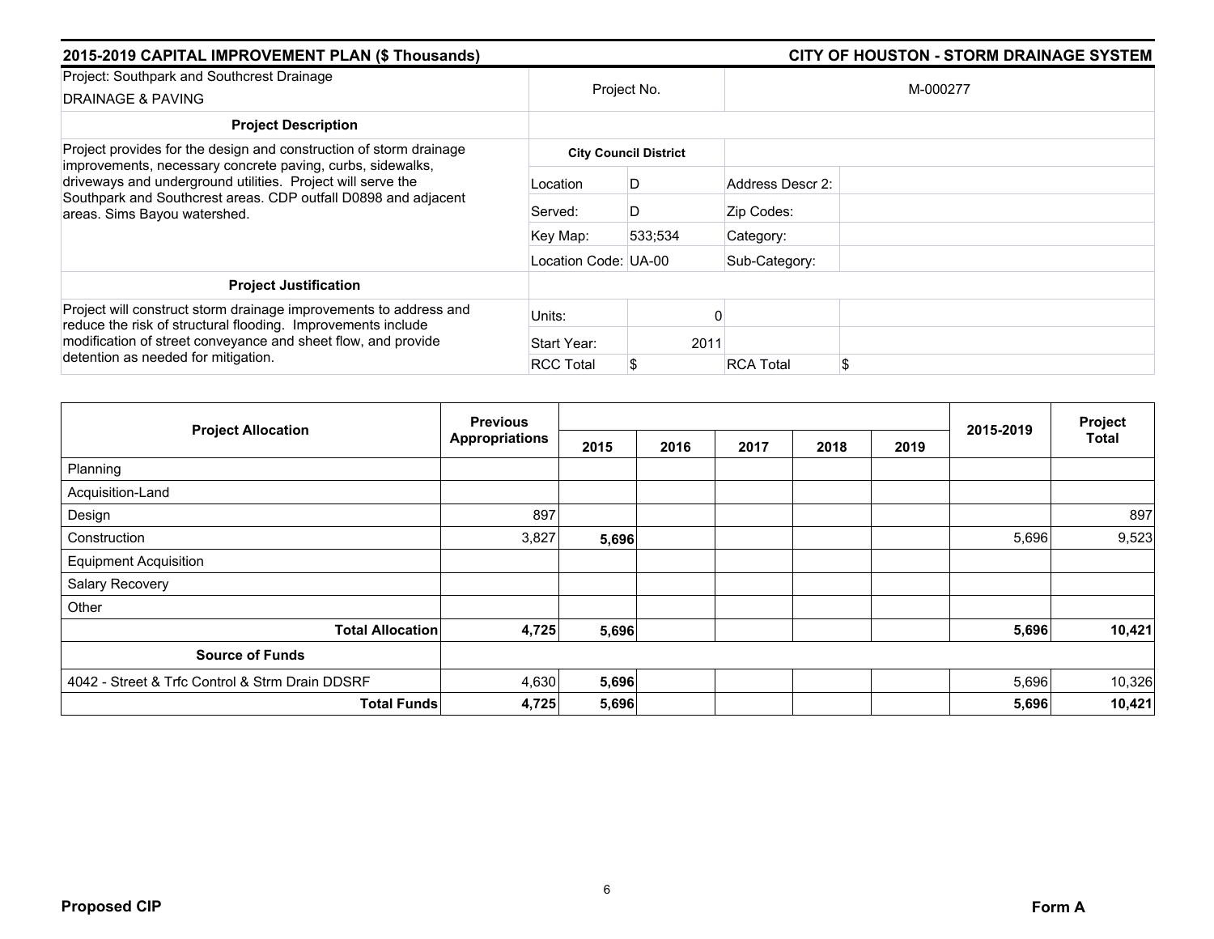## 2015-2019 CAPITAL IMPROVEMENT PLAN ($ Thousands) — CITY OF HOUSTON - STORM DRAINAGE SYSTEM

| Project: Southpark and Southcrest Drainage<br>DRAINAGE & PAVING | Project No. | | M-000277 | |
|---|---|---|---|---|
| **Project Description** | | | | |
| Project provides for the design and construction of storm drainage improvements, necessary concrete paving, curbs, sidewalks, driveways and underground utilities. Project will serve the Southpark and Southcrest areas. CDP outfall D0898 and adjacent areas. Sims Bayou watershed. | **City Council District** | | | |
| | Location | D | Address Descr 2: | |
| | Served: | D | Zip Codes: | |
| | Key Map: | 533;534 | Category: | |
| | Location Code: | UA-00 | Sub-Category: | |
| **Project Justification** | | | | |
| Project will construct storm drainage improvements to address and reduce the risk of structural flooding. Improvements include modification of street conveyance and sheet flow, and provide detention as needed for mitigation. | Units: | 0 | | |
| | Start Year: | 2011 | | |
| | RCC Total | $ | RCA Total | $ |

| Project Allocation | Previous Appropriations | 2015 | 2016 | 2017 | 2018 | 2019 | 2015-2019 | Project Total |
|---|---|---|---|---|---|---|---|---|
| Planning | | | | | | | | |
| Acquisition-Land | | | | | | | | |
| Design | 897 | | | | | | | 897 |
| Construction | 3,827 | **5,696** | | | | | 5,696 | 9,523 |
| Equipment Acquisition | | | | | | | | |
| Salary Recovery | | | | | | | | |
| Other | | | | | | | | |
| **Total Allocation** | **4,725** | **5,696** | | | | | **5,696** | **10,421** |
| **Source of Funds** | | | | | | | | |
| 4042 - Street & Trfc Control & Strm Drain DDSRF | 4,630 | **5,696** | | | | | 5,696 | 10,326 |
| **Total Funds** | **4,725** | **5,696** | | | | | **5,696** | **10,421** |

**Proposed CIP** — **Form A**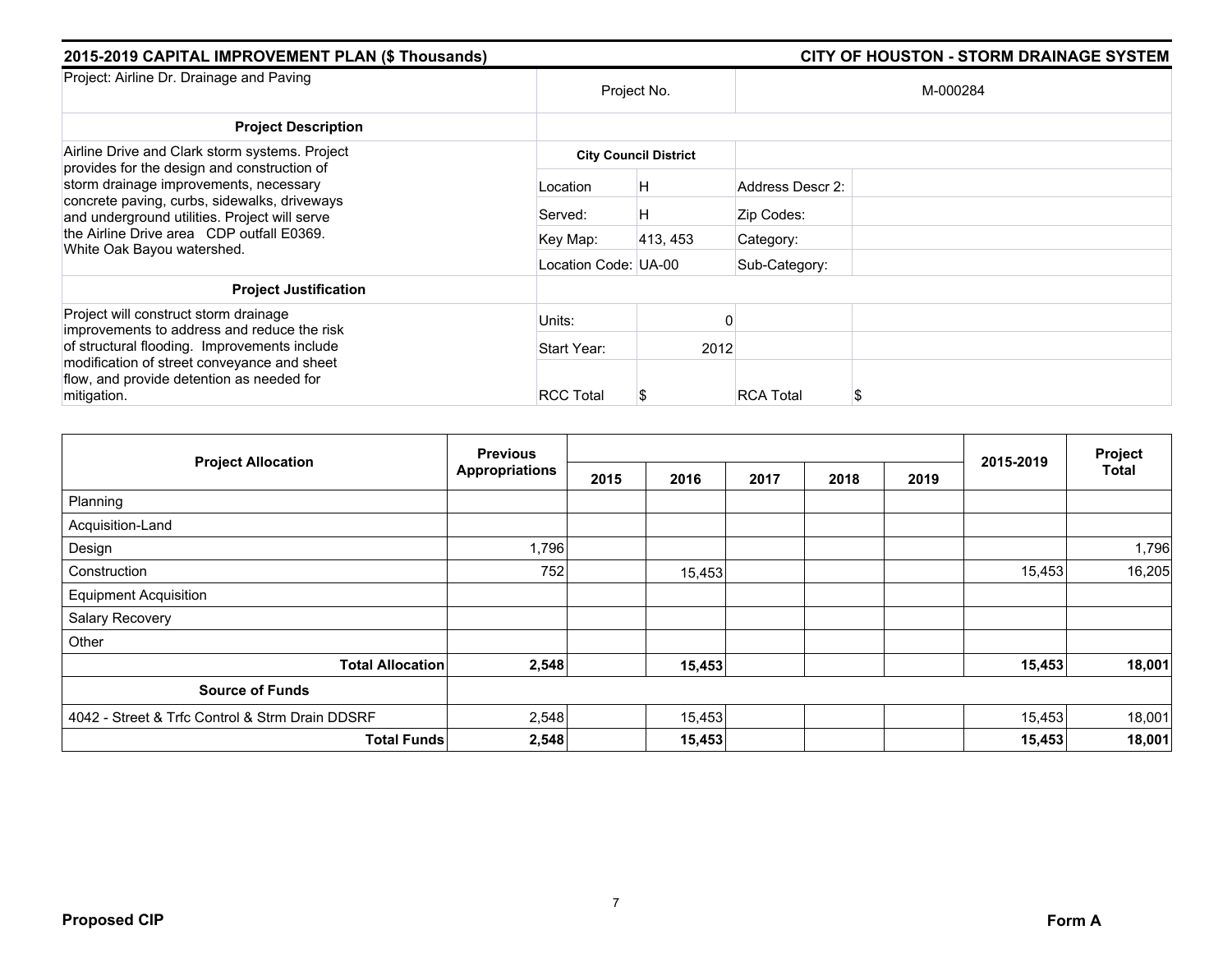**2015-2019 CAPITAL IMPROVEMENT PLAN ($ Thousands)** | **CITY OF HOUSTON - STORM DRAINAGE SYSTEM**

| Project: Airline Dr. Drainage and Paving | Project No. | | M-000284 | |
|---|---|---|---|---|
| **Project Description** | | | | |
| Airline Drive and Clark storm systems. Project provides for the design and construction of storm drainage improvements, necessary concrete paving, curbs, sidewalks, driveways and underground utilities. Project will serve the Airline Drive area CDP outfall E0369. White Oak Bayou watershed. | **City Council District** | | | |
| | Location | H | Address Descr 2: | |
| | Served: | H | Zip Codes: | |
| | Key Map: | 413, 453 | Category: | |
| | Location Code: | UA-00 | Sub-Category: | |
| **Project Justification** | | | | |
| Project will construct storm drainage improvements to address and reduce the risk of structural flooding. Improvements include modification of street conveyance and sheet flow, and provide detention as needed for mitigation. | Units: | 0 | | |
| | Start Year: | 2012 | | |
| | RCC Total | $ | RCA Total | $ |

| Project Allocation | Previous Appropriations | 2015 | 2016 | 2017 | 2018 | 2019 | 2015-2019 | Project Total |
|---|---|---|---|---|---|---|---|---|
| Planning | | | | | | | | |
| Acquisition-Land | | | | | | | | |
| Design | 1,796 | | | | | | | 1,796 |
| Construction | 752 | | 15,453 | | | | 15,453 | 16,205 |
| Equipment Acquisition | | | | | | | | |
| Salary Recovery | | | | | | | | |
| Other | | | | | | | | |
| **Total Allocation** | **2,548** | | **15,453** | | | | **15,453** | **18,001** |
| **Source of Funds** | | | | | | | | |
| 4042 - Street & Trfc Control & Strm Drain DDSRF | 2,548 | | 15,453 | | | | 15,453 | 18,001 |
| **Total Funds** | **2,548** | | **15,453** | | | | **15,453** | **18,001** |

**Proposed CIP** | **Form A**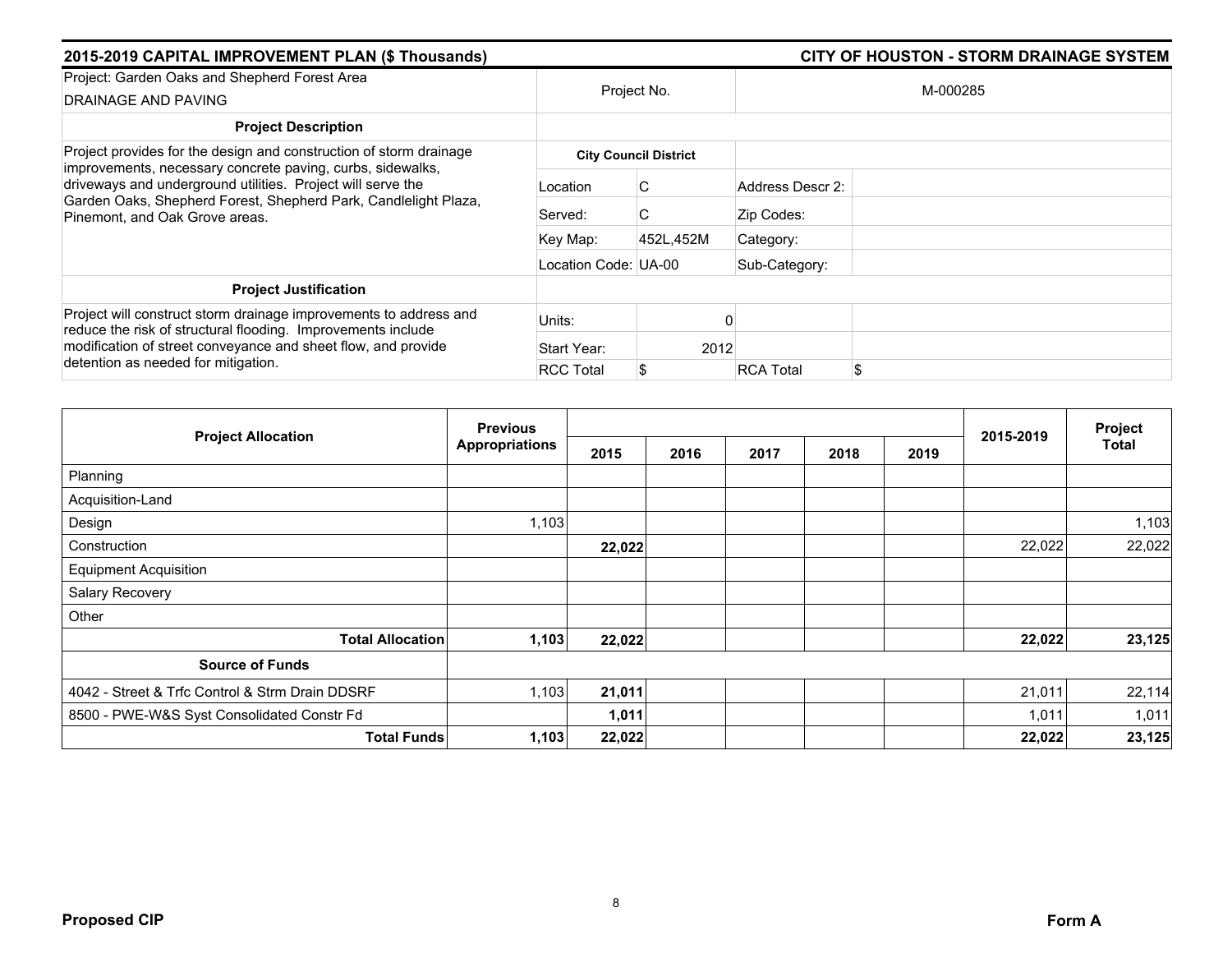## 2015-2019 CAPITAL IMPROVEMENT PLAN ($ Thousands)

## CITY OF HOUSTON - STORM DRAINAGE SYSTEM

| Project: Garden Oaks and Shepherd Forest Area DRAINAGE AND PAVING | Project No. | | M-000285 | |
|---|---|---|---|---|
| **Project Description** | | | | |
| Project provides for the design and construction of storm drainage improvements, necessary concrete paving, curbs, sidewalks, driveways and underground utilities. Project will serve the Garden Oaks, Shepherd Forest, Shepherd Park, Candlelight Plaza, Pinemont, and Oak Grove areas. | **City Council District** | | | |
| | Location | C | Address Descr 2: | |
| | Served: | C | Zip Codes: | |
| | Key Map: | 452L,452M | Category: | |
| | Location Code: | UA-00 | Sub-Category: | |
| **Project Justification** | | | | |
| Project will construct storm drainage improvements to address and reduce the risk of structural flooding. Improvements include modification of street conveyance and sheet flow, and provide detention as needed for mitigation. | Units: | 0 | | |
| | Start Year: | 2012 | | |
| | RCC Total | $ | RCA Total | $ |

| Project Allocation | Previous Appropriations | 2015 | 2016 | 2017 | 2018 | 2019 | 2015-2019 | Project Total |
|---|---|---|---|---|---|---|---|---|
| Planning | | | | | | | | |
| Acquisition-Land | | | | | | | | |
| Design | 1,103 | | | | | | | 1,103 |
| Construction | | **22,022** | | | | | 22,022 | 22,022 |
| Equipment Acquisition | | | | | | | | |
| Salary Recovery | | | | | | | | |
| Other | | | | | | | | |
| **Total Allocation** | **1,103** | **22,022** | | | | | **22,022** | **23,125** |
| **Source of Funds** | | | | | | | | |
| 4042 - Street & Trfc Control & Strm Drain DDSRF | 1,103 | **21,011** | | | | | 21,011 | 22,114 |
| 8500 - PWE-W&S Syst Consolidated Constr Fd | | **1,011** | | | | | 1,011 | 1,011 |
| **Total Funds** | **1,103** | **22,022** | | | | | **22,022** | **23,125** |

**Proposed CIP** **Form A**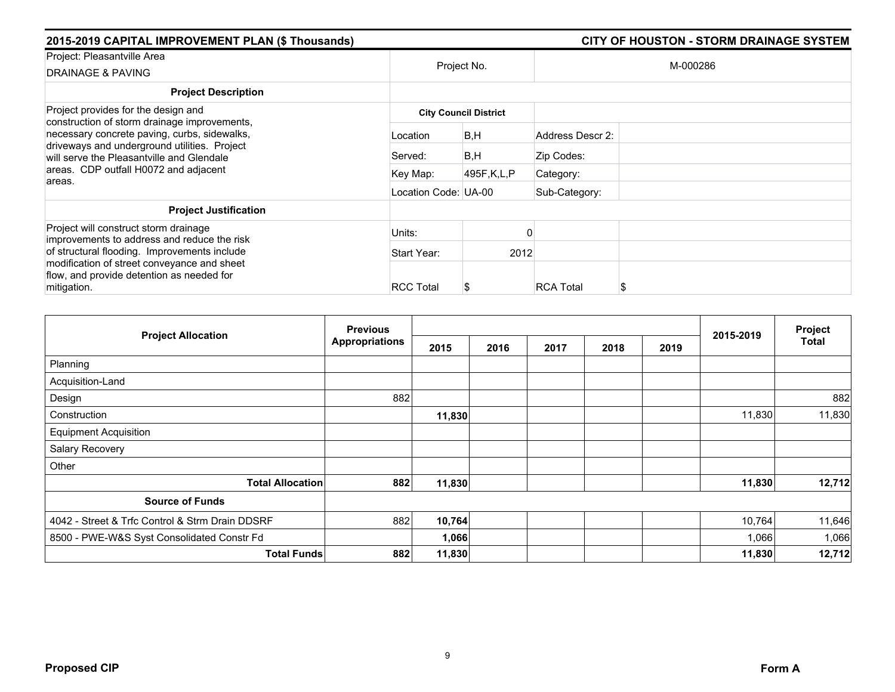## 2015-2019 CAPITAL IMPROVEMENT PLAN ($ Thousands)

## CITY OF HOUSTON - STORM DRAINAGE SYSTEM

| Project: Pleasantville Area DRAINAGE & PAVING | Project No. | | M-000286 | |
|---|---|---|---|---|
| **Project Description** | | | | |
| Project provides for the design and construction of storm drainage improvements, necessary concrete paving, curbs, sidewalks, driveways and underground utilities. Project will serve the Pleasantville and Glendale areas. CDP outfall H0072 and adjacent areas. | **City Council District** | | | |
| | Location | B,H | Address Descr 2: | |
| | Served: | B,H | Zip Codes: | |
| | Key Map: | 495F,K,L,P | Category: | |
| | Location Code: | UA-00 | Sub-Category: | |
| **Project Justification** | | | | |
| Project will construct storm drainage improvements to address and reduce the risk of structural flooding. Improvements include modification of street conveyance and sheet flow, and provide detention as needed for mitigation. | Units: | 0 | | |
| | Start Year: | 2012 | | |
| | RCC Total | $ | RCA Total | $ |

| Project Allocation | Previous Appropriations | 2015 | 2016 | 2017 | 2018 | 2019 | 2015-2019 | Project Total |
|---|---|---|---|---|---|---|---|---|
| Planning | | | | | | | | |
| Acquisition-Land | | | | | | | | |
| Design | 882 | | | | | | | 882 |
| Construction | | **11,830** | | | | | 11,830 | 11,830 |
| Equipment Acquisition | | | | | | | | |
| Salary Recovery | | | | | | | | |
| Other | | | | | | | | |
| **Total Allocation** | **882** | **11,830** | | | | | **11,830** | **12,712** |
| **Source of Funds** | | | | | | | | |
| 4042 - Street & Trfc Control & Strm Drain DDSRF | 882 | **10,764** | | | | | 10,764 | 11,646 |
| 8500 - PWE-W&S Syst Consolidated Constr Fd | | **1,066** | | | | | 1,066 | 1,066 |
| **Total Funds** | **882** | **11,830** | | | | | **11,830** | **12,712** |

**Proposed CIP** **Form A**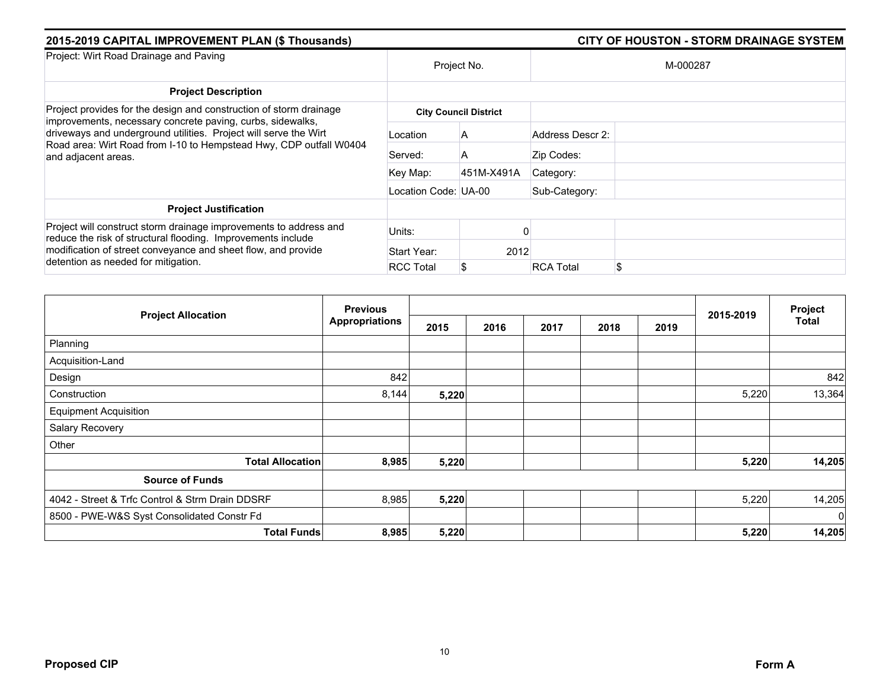## 2015-2019 CAPITAL IMPROVEMENT PLAN ($ Thousands)

## CITY OF HOUSTON - STORM DRAINAGE SYSTEM

| Project: Wirt Road Drainage and Paving | Project No. | | M-000287 | |
|---|---|---|---|---|
| **Project Description** | | | | |
| Project provides for the design and construction of storm drainage improvements, necessary concrete paving, curbs, sidewalks, driveways and underground utilities. Project will serve the Wirt Road area: Wirt Road from I-10 to Hempstead Hwy, CDP outfall W0404 and adjacent areas. | **City Council District** | | | |
| | Location | A | Address Descr 2: | |
| | Served: | A | Zip Codes: | |
| | Key Map: | 451M-X491A | Category: | |
| | Location Code: | UA-00 | Sub-Category: | |
| **Project Justification** | | | | |
| Project will construct storm drainage improvements to address and reduce the risk of structural flooding. Improvements include modification of street conveyance and sheet flow, and provide detention as needed for mitigation. | Units: | 0 | | |
| | Start Year: | 2012 | | |
| | RCC Total | $ | RCA Total | $ |

| Project Allocation | Previous Appropriations | 2015 | 2016 | 2017 | 2018 | 2019 | 2015-2019 | Project Total |
|---|---|---|---|---|---|---|---|---|
| Planning | | | | | | | | |
| Acquisition-Land | | | | | | | | |
| Design | 842 | | | | | | | 842 |
| Construction | 8,144 | **5,220** | | | | | 5,220 | 13,364 |
| Equipment Acquisition | | | | | | | | |
| Salary Recovery | | | | | | | | |
| Other | | | | | | | | |
| **Total Allocation** | **8,985** | **5,220** | | | | | **5,220** | **14,205** |
| **Source of Funds** | | | | | | | | |
| 4042 - Street & Trfc Control & Strm Drain DDSRF | 8,985 | **5,220** | | | | | 5,220 | 14,205 |
| 8500 - PWE-W&S Syst Consolidated Constr Fd | | | | | | | | 0 |
| **Total Funds** | **8,985** | **5,220** | | | | | **5,220** | **14,205** |

**Proposed CIP** **Form A**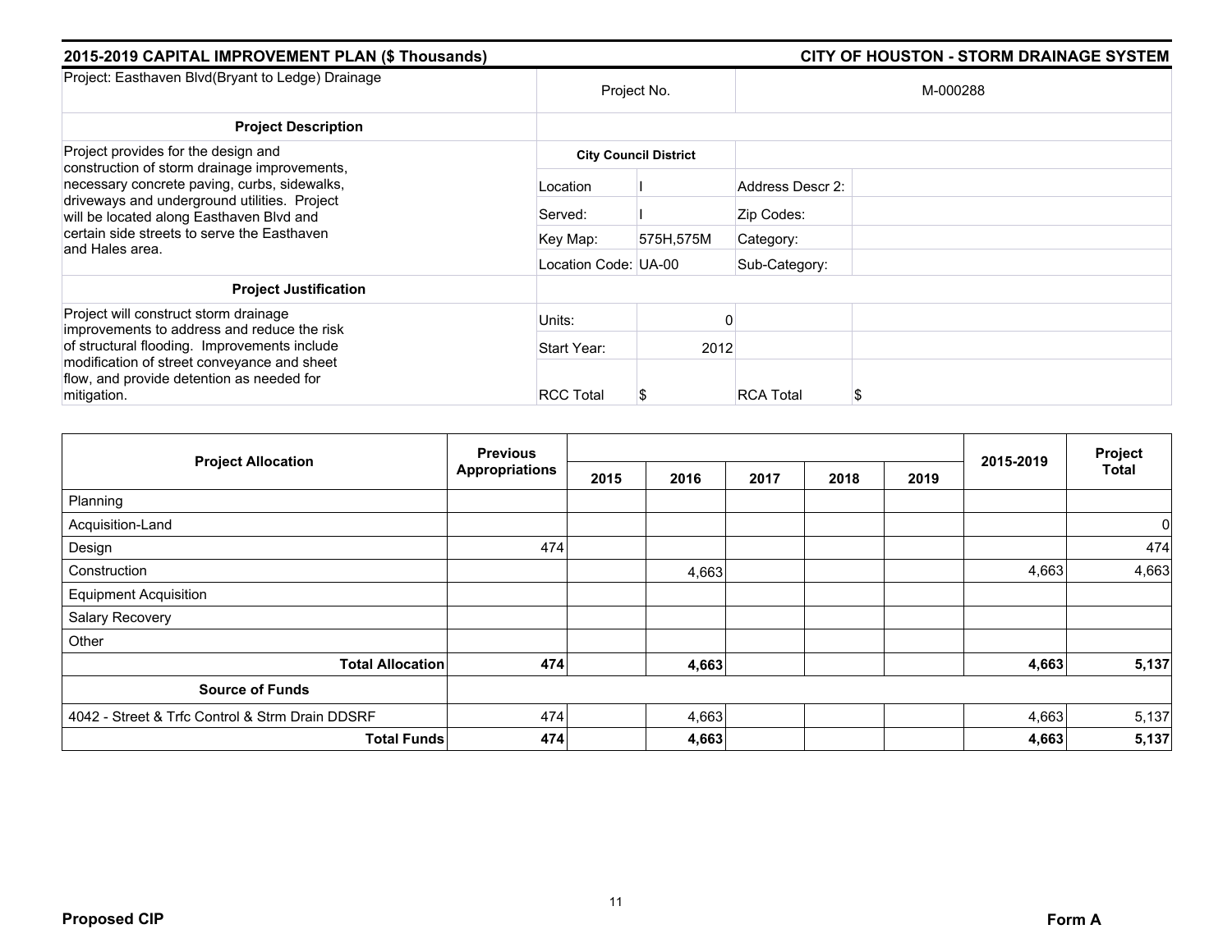## 2015-2019 CAPITAL IMPROVEMENT PLAN ($ Thousands)

## CITY OF HOUSTON - STORM DRAINAGE SYSTEM

| Project: Easthaven Blvd(Bryant to Ledge) Drainage | Project No. | | M-000288 | |
|---|---|---|---|---|
| **Project Description** | | | | |
| Project provides for the design and construction of storm drainage improvements, necessary concrete paving, curbs, sidewalks, driveways and underground utilities. Project will be located along Easthaven Blvd and certain side streets to serve the Easthaven and Hales area. | **City Council District** | | | |
| | Location | I | Address Descr 2: | |
| | Served: | I | Zip Codes: | |
| | Key Map: | 575H,575M | Category: | |
| | Location Code: | UA-00 | Sub-Category: | |
| **Project Justification** | | | | |
| Project will construct storm drainage improvements to address and reduce the risk of structural flooding. Improvements include modification of street conveyance and sheet flow, and provide detention as needed for mitigation. | Units: | 0 | | |
| | Start Year: | 2012 | | |
| | RCC Total | $ | RCA Total | $ |

| Project Allocation | Previous Appropriations | 2015 | 2016 | 2017 | 2018 | 2019 | 2015-2019 | Project Total |
|---|---|---|---|---|---|---|---|---|
| Planning | | | | | | | | |
| Acquisition-Land | | | | | | | | 0 |
| Design | 474 | | | | | | | 474 |
| Construction | | | 4,663 | | | | 4,663 | 4,663 |
| Equipment Acquisition | | | | | | | | |
| Salary Recovery | | | | | | | | |
| Other | | | | | | | | |
| **Total Allocation** | **474** | | **4,663** | | | | **4,663** | **5,137** |
| **Source of Funds** | | | | | | | | |
| 4042 - Street & Trfc Control & Strm Drain DDSRF | 474 | | 4,663 | | | | 4,663 | 5,137 |
| **Total Funds** | **474** | | **4,663** | | | | **4,663** | **5,137** |

**Proposed CIP** **Form A**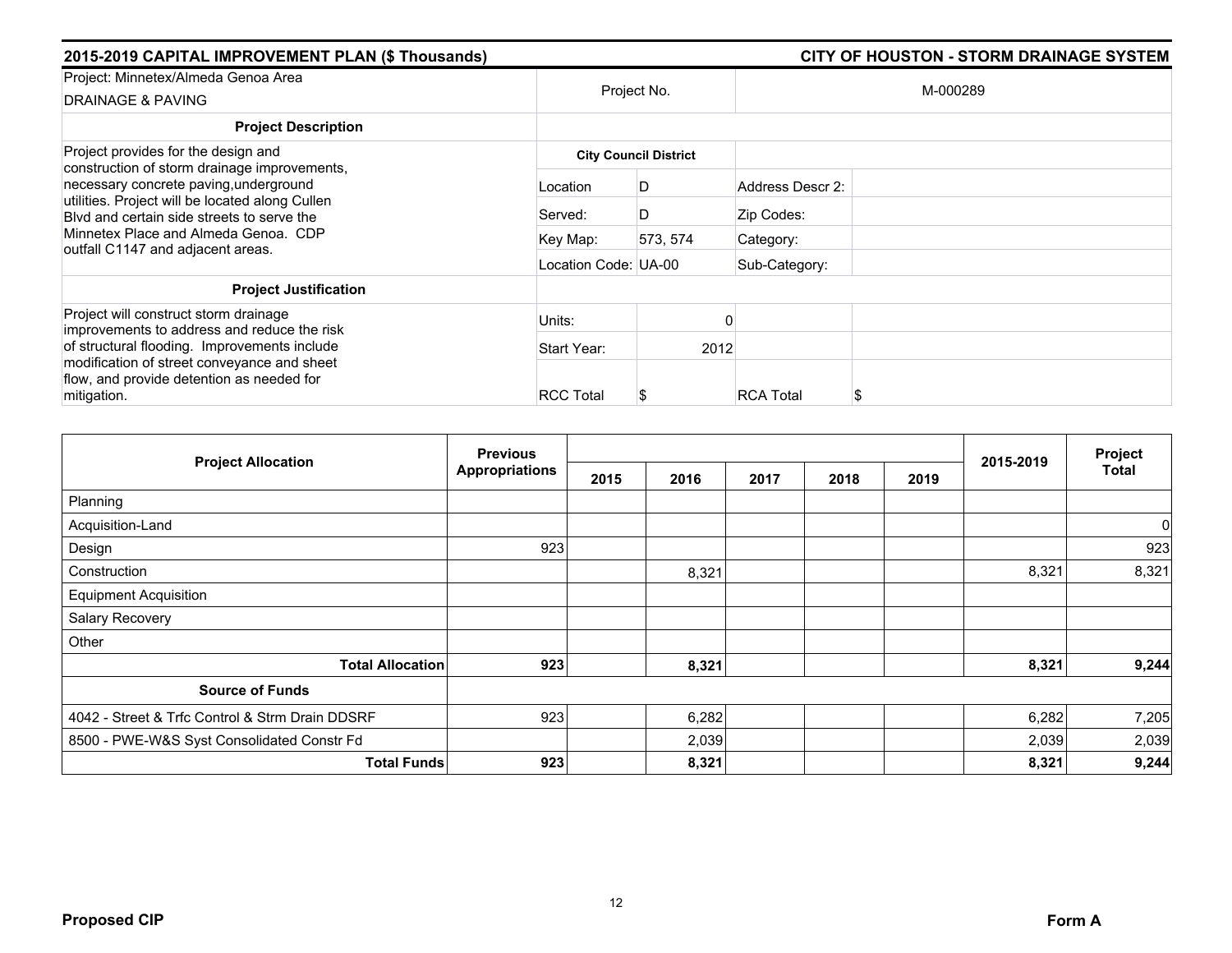## 2015-2019 CAPITAL IMPROVEMENT PLAN ($ Thousands) — CITY OF HOUSTON - STORM DRAINAGE SYSTEM

| Project: Minnetex/Almeda Genoa Area DRAINAGE & PAVING | Project No. | | M-000289 | |
|---|---|---|---|---|
| **Project Description** | | | | |
| Project provides for the design and construction of storm drainage improvements, necessary concrete paving,underground utilities. Project will be located along Cullen Blvd and certain side streets to serve the Minnetex Place and Almeda Genoa. CDP outfall C1147 and adjacent areas. | **City Council District** | | | |
| | Location | D | Address Descr 2: | |
| | Served: | D | Zip Codes: | |
| | Key Map: | 573, 574 | Category: | |
| | Location Code: UA-00 | | Sub-Category: | |
| **Project Justification** | | | | |
| Project will construct storm drainage improvements to address and reduce the risk of structural flooding. Improvements include modification of street conveyance and sheet flow, and provide detention as needed for mitigation. | Units: | 0 | | |
| | Start Year: | 2012 | | |
| | RCC Total | $ | RCA Total | $ |

| Project Allocation | Previous Appropriations | 2015 | 2016 | 2017 | 2018 | 2019 | 2015-2019 | Project Total |
|---|---|---|---|---|---|---|---|---|
| Planning | | | | | | | | |
| Acquisition-Land | | | | | | | | 0 |
| Design | 923 | | | | | | | 923 |
| Construction | | | 8,321 | | | | 8,321 | 8,321 |
| Equipment Acquisition | | | | | | | | |
| Salary Recovery | | | | | | | | |
| Other | | | | | | | | |
| **Total Allocation** | **923** | | **8,321** | | | | **8,321** | **9,244** |
| **Source of Funds** | | | | | | | | |
| 4042 - Street & Trfc Control & Strm Drain DDSRF | 923 | | 6,282 | | | | 6,282 | 7,205 |
| 8500 - PWE-W&S Syst Consolidated Constr Fd | | | 2,039 | | | | 2,039 | 2,039 |
| **Total Funds** | **923** | | **8,321** | | | | **8,321** | **9,244** |

**Proposed CIP** — **Form A**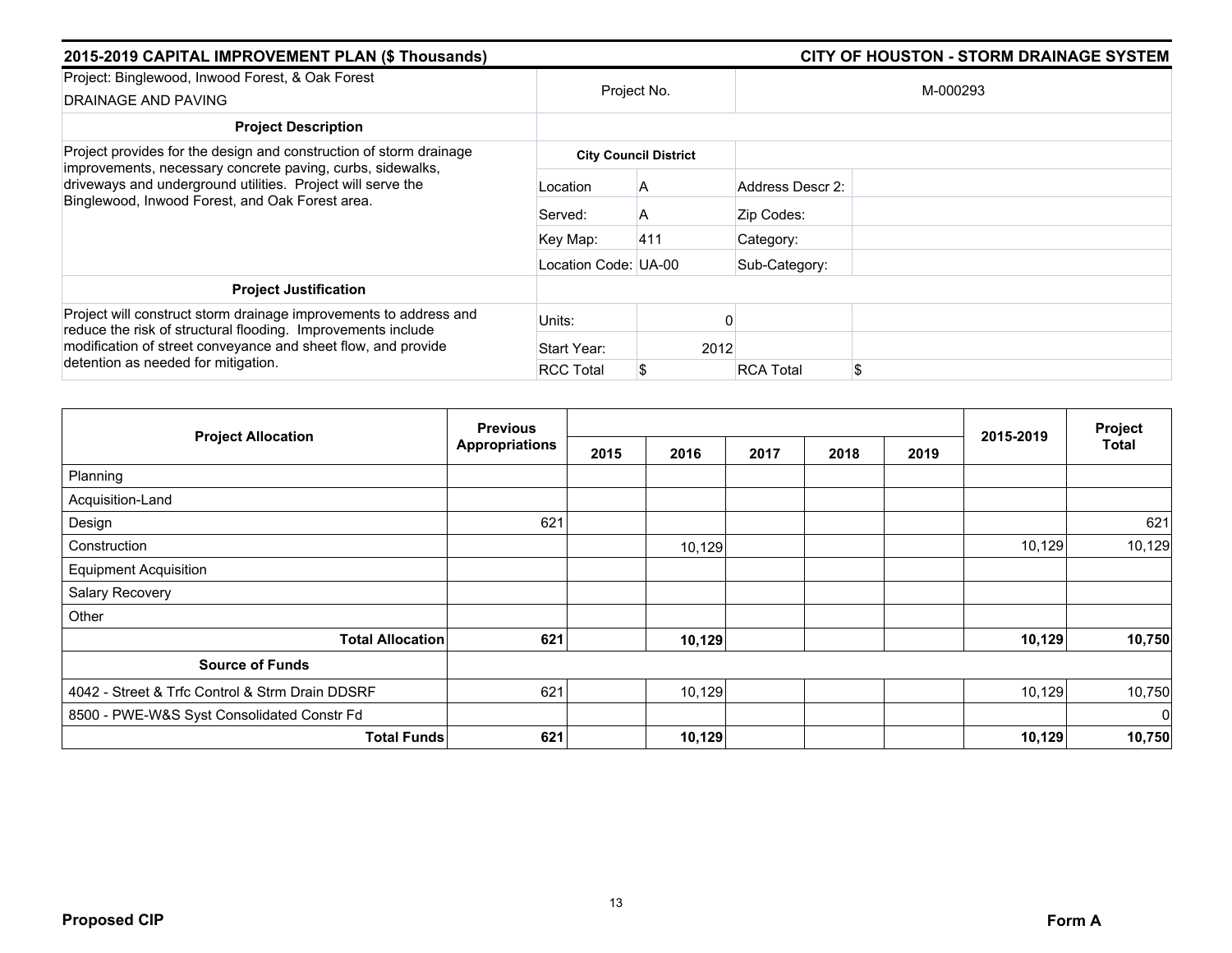**2015-2019 CAPITAL IMPROVEMENT PLAN ($ Thousands)** — **CITY OF HOUSTON - STORM DRAINAGE SYSTEM**

| | | | | |
|---|---|---|---|---|
| Project: Binglewood, Inwood Forest, & Oak Forest DRAINAGE AND PAVING | Project No. | | M-000293 | |
| **Project Description** | | | | |
| Project provides for the design and construction of storm drainage improvements, necessary concrete paving, curbs, sidewalks, driveways and underground utilities. Project will serve the Binglewood, Inwood Forest, and Oak Forest area. | **City Council District** | | | |
| | Location | A | Address Descr 2: | |
| | Served: | A | Zip Codes: | |
| | Key Map: | 411 | Category: | |
| | Location Code: | UA-00 | Sub-Category: | |
| **Project Justification** | | | | |
| Project will construct storm drainage improvements to address and reduce the risk of structural flooding. Improvements include modification of street conveyance and sheet flow, and provide detention as needed for mitigation. | Units: | 0 | | |
| | Start Year: | 2012 | | |
| | RCC Total | $ | RCA Total | $ |

| Project Allocation | Previous Appropriations | 2015 | 2016 | 2017 | 2018 | 2019 | 2015-2019 | Project Total |
|---|---|---|---|---|---|---|---|---|
| Planning | | | | | | | | |
| Acquisition-Land | | | | | | | | |
| Design | 621 | | | | | | | 621 |
| Construction | | | 10,129 | | | | 10,129 | 10,129 |
| Equipment Acquisition | | | | | | | | |
| Salary Recovery | | | | | | | | |
| Other | | | | | | | | |
| **Total Allocation** | **621** | | **10,129** | | | | **10,129** | **10,750** |
| **Source of Funds** | | | | | | | | |
| 4042 - Street & Trfc Control & Strm Drain DDSRF | 621 | | 10,129 | | | | 10,129 | 10,750 |
| 8500 - PWE-W&S Syst Consolidated Constr Fd | | | | | | | | 0 |
| **Total Funds** | **621** | | **10,129** | | | | **10,129** | **10,750** |

**Proposed CIP** — **Form A**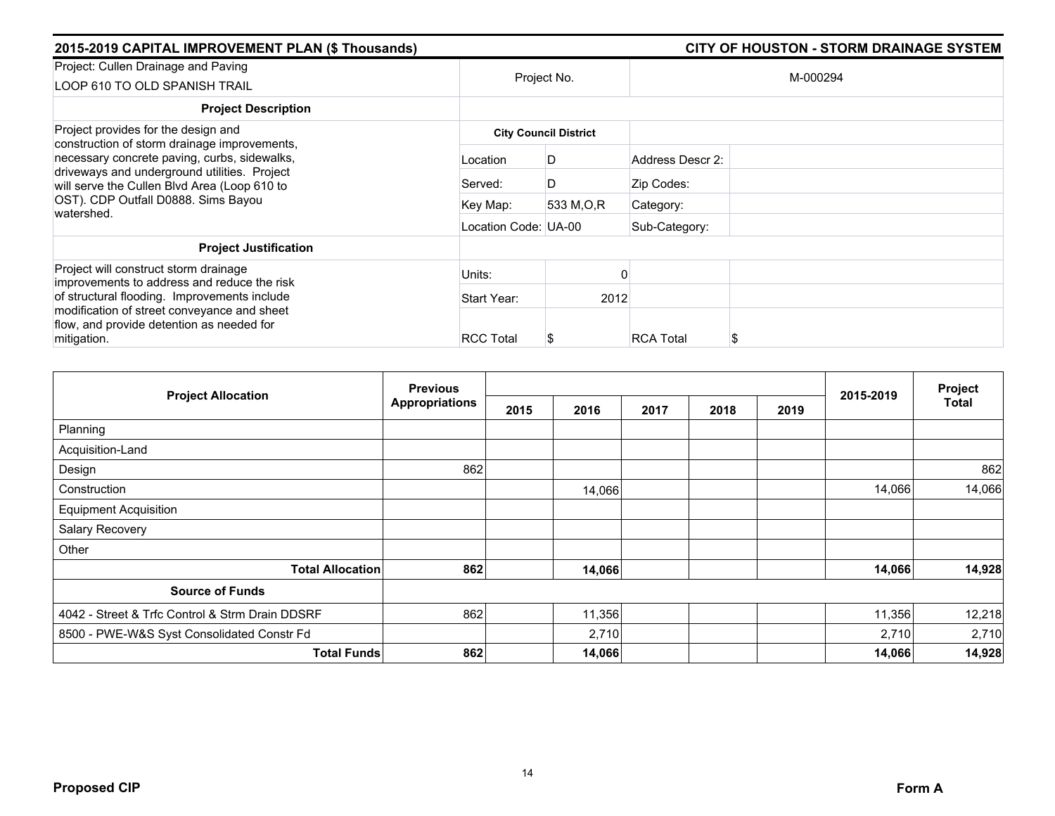## 2015-2019 CAPITAL IMPROVEMENT PLAN ($ Thousands) — CITY OF HOUSTON - STORM DRAINAGE SYSTEM

| Project: Cullen Drainage and Paving<br>LOOP 610 TO OLD SPANISH TRAIL | Project No. | | M-000294 | |
|---|---|---|---|---|
| **Project Description** | | | | |
| Project provides for the design and construction of storm drainage improvements, necessary concrete paving, curbs, sidewalks, driveways and underground utilities. Project will serve the Cullen Blvd Area (Loop 610 to OST). CDP Outfall D0888. Sims Bayou watershed. | **City Council District** | | | |
| | Location | D | Address Descr 2: | |
| | Served: | D | Zip Codes: | |
| | Key Map: | 533 M,O,R | Category: | |
| | Location Code: | UA-00 | Sub-Category: | |
| **Project Justification** | | | | |
| Project will construct storm drainage improvements to address and reduce the risk of structural flooding. Improvements include modification of street conveyance and sheet flow, and provide detention as needed for mitigation. | Units: | 0 | | |
| | Start Year: | 2012 | | |
| | RCC Total | $ | RCA Total | $ |

| Project Allocation | Previous Appropriations | 2015 | 2016 | 2017 | 2018 | 2019 | 2015-2019 | Project Total |
|---|---|---|---|---|---|---|---|---|
| Planning | | | | | | | | |
| Acquisition-Land | | | | | | | | |
| Design | 862 | | | | | | | 862 |
| Construction | | | 14,066 | | | | 14,066 | 14,066 |
| Equipment Acquisition | | | | | | | | |
| Salary Recovery | | | | | | | | |
| Other | | | | | | | | |
| **Total Allocation** | **862** | | **14,066** | | | | **14,066** | **14,928** |
| **Source of Funds** | | | | | | | | |
| 4042 - Street & Trfc Control & Strm Drain DDSRF | 862 | | 11,356 | | | | 11,356 | 12,218 |
| 8500 - PWE-W&S Syst Consolidated Constr Fd | | | 2,710 | | | | 2,710 | 2,710 |
| **Total Funds** | **862** | | **14,066** | | | | **14,066** | **14,928** |

**Proposed CIP** — **Form A**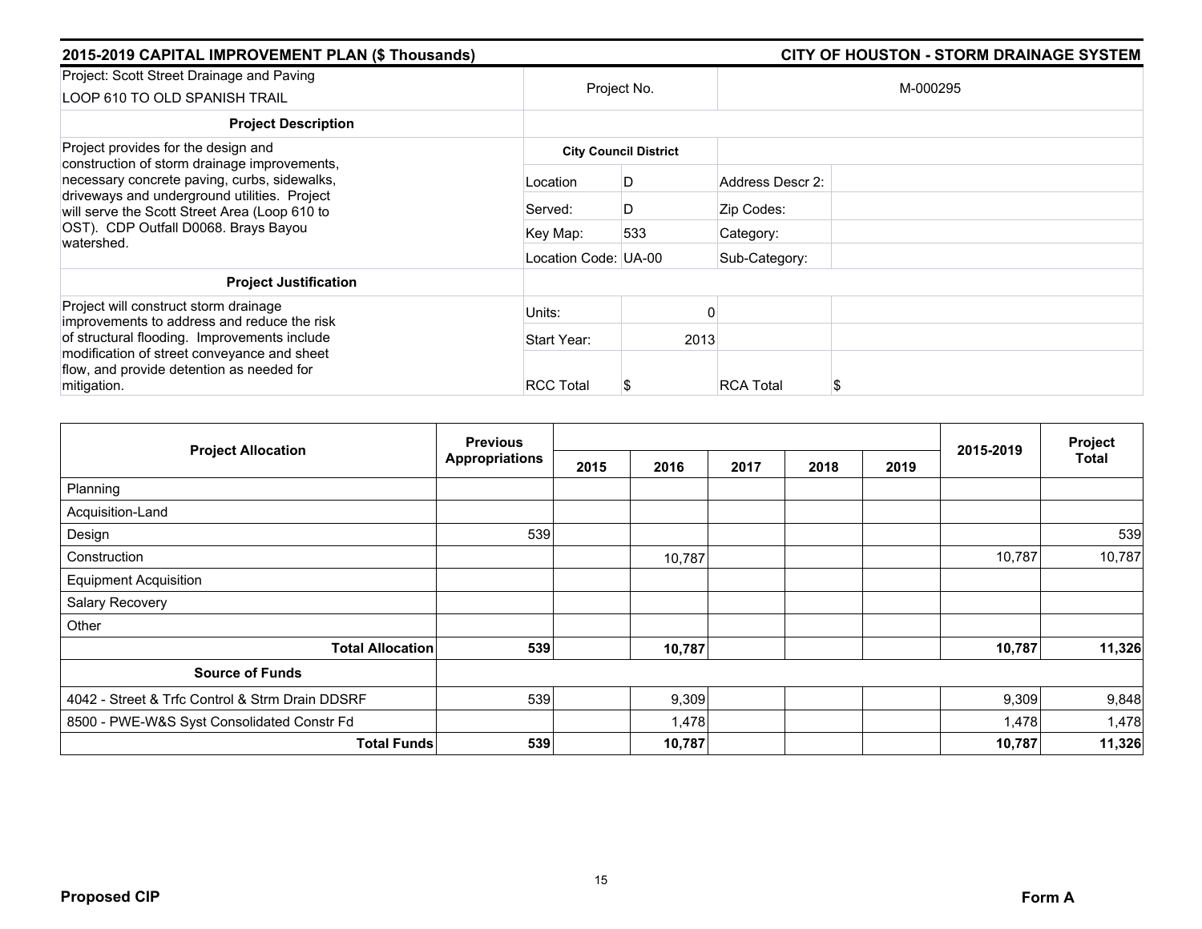## 2015-2019 CAPITAL IMPROVEMENT PLAN ($ Thousands) — CITY OF HOUSTON - STORM DRAINAGE SYSTEM

| Project: Scott Street Drainage and Paving<br>LOOP 610 TO OLD SPANISH TRAIL | Project No. | | M-000295 | |
|---|---|---|---|---|
| **Project Description** | | | | |
| Project provides for the design and construction of storm drainage improvements, necessary concrete paving, curbs, sidewalks, driveways and underground utilities. Project will serve the Scott Street Area (Loop 610 to OST). CDP Outfall D0068. Brays Bayou watershed. | **City Council District** | | | |
| | Location | D | Address Descr 2: | |
| | Served: | D | Zip Codes: | |
| | Key Map: | 533 | Category: | |
| | Location Code: | UA-00 | Sub-Category: | |
| **Project Justification** | | | | |
| Project will construct storm drainage improvements to address and reduce the risk of structural flooding. Improvements include modification of street conveyance and sheet flow, and provide detention as needed for mitigation. | Units: | 0 | | |
| | Start Year: | 2013 | | |
| | RCC Total | $ | RCA Total | $ |

| Project Allocation | Previous Appropriations | 2015 | 2016 | 2017 | 2018 | 2019 | 2015-2019 | Project Total |
|---|---|---|---|---|---|---|---|---|
| Planning | | | | | | | | |
| Acquisition-Land | | | | | | | | |
| Design | 539 | | | | | | | 539 |
| Construction | | | 10,787 | | | | 10,787 | 10,787 |
| Equipment Acquisition | | | | | | | | |
| Salary Recovery | | | | | | | | |
| Other | | | | | | | | |
| **Total Allocation** | **539** | | **10,787** | | | | **10,787** | **11,326** |
| **Source of Funds** | | | | | | | | |
| 4042 - Street & Trfc Control & Strm Drain DDSRF | 539 | | 9,309 | | | | 9,309 | 9,848 |
| 8500 - PWE-W&S Syst Consolidated Constr Fd | | | 1,478 | | | | 1,478 | 1,478 |
| **Total Funds** | **539** | | **10,787** | | | | **10,787** | **11,326** |

**Proposed CIP** — **Form A**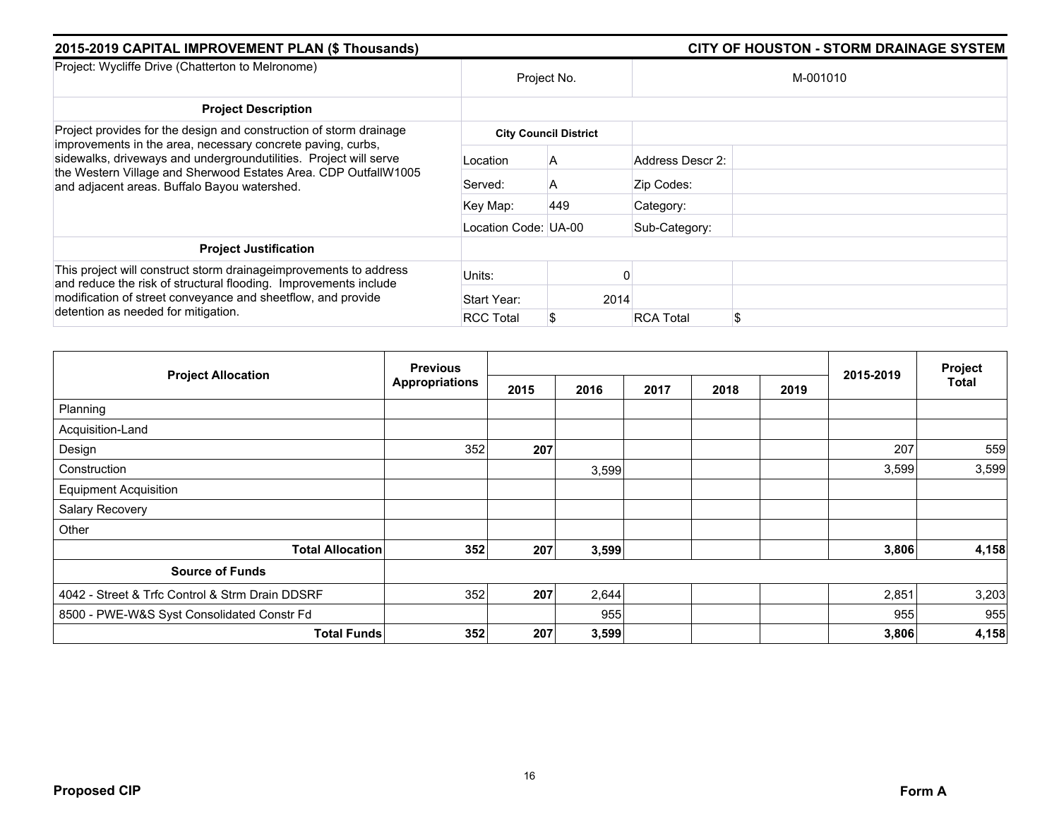## 2015-2019 CAPITAL IMPROVEMENT PLAN ($ Thousands) — CITY OF HOUSTON - STORM DRAINAGE SYSTEM

| Project: Wycliffe Drive (Chatterton to Melronome) | Project No. | | M-001010 | |
|---|---|---|---|---|
| **Project Description** | | | | |
| Project provides for the design and construction of storm drainage improvements in the area, necessary concrete paving, curbs, sidewalks, driveways and undergroundutilities. Project will serve the Western Village and Sherwood Estates Area. CDP OutfallW1005 and adjacent areas. Buffalo Bayou watershed. | **City Council District** | | | |
| | Location | A | Address Descr 2: | |
| | Served: | A | Zip Codes: | |
| | Key Map: | 449 | Category: | |
| | Location Code: | UA-00 | Sub-Category: | |
| **Project Justification** | | | | |
| This project will construct storm drainageimprovements to address and reduce the risk of structural flooding. Improvements include modification of street conveyance and sheetflow, and provide detention as needed for mitigation. | Units: | 0 | | |
| | Start Year: | 2014 | | |
| | RCC Total | $ | RCA Total | $ |

| Project Allocation | Previous Appropriations | 2015 | 2016 | 2017 | 2018 | 2019 | 2015-2019 | Project Total |
|---|---|---|---|---|---|---|---|---|
| Planning | | | | | | | | |
| Acquisition-Land | | | | | | | | |
| Design | 352 | **207** | | | | | 207 | 559 |
| Construction | | | 3,599 | | | | 3,599 | 3,599 |
| Equipment Acquisition | | | | | | | | |
| Salary Recovery | | | | | | | | |
| Other | | | | | | | | |
| **Total Allocation** | **352** | **207** | **3,599** | | | | **3,806** | **4,158** |
| **Source of Funds** | | | | | | | | |
| 4042 - Street & Trfc Control & Strm Drain DDSRF | 352 | **207** | 2,644 | | | | 2,851 | 3,203 |
| 8500 - PWE-W&S Syst Consolidated Constr Fd | | | 955 | | | | 955 | 955 |
| **Total Funds** | **352** | **207** | **3,599** | | | | **3,806** | **4,158** |

**Proposed CIP** — **Form A**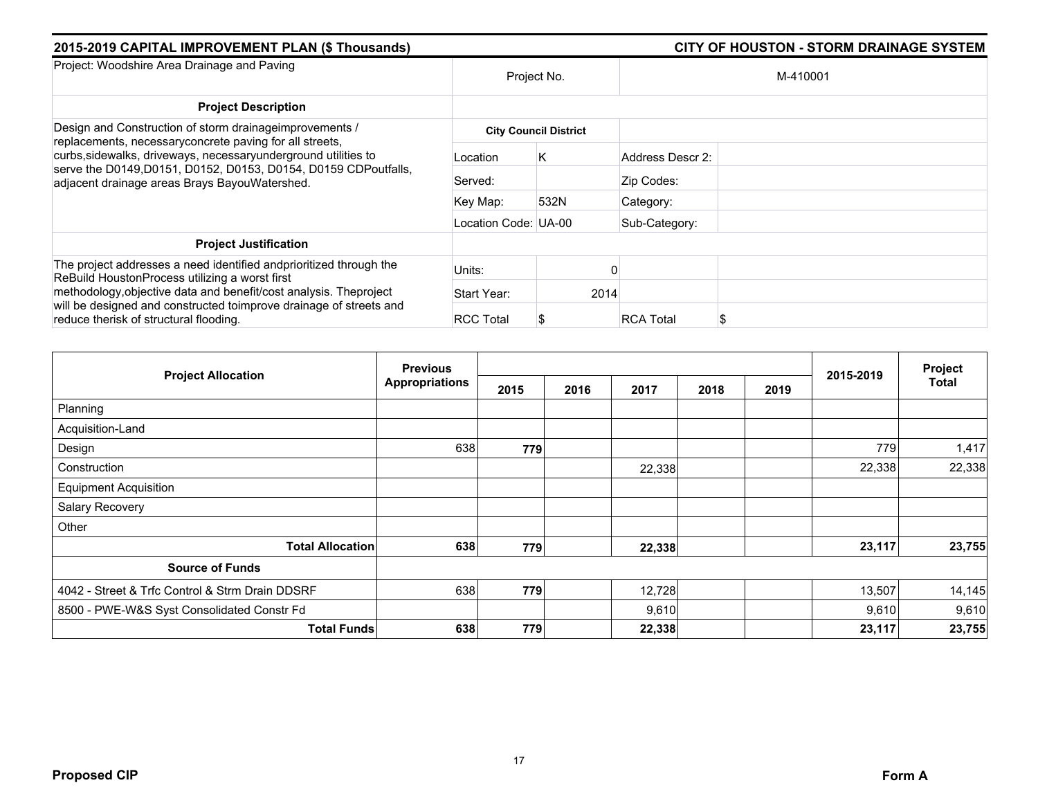## 2015-2019 CAPITAL IMPROVEMENT PLAN ($ Thousands)

## CITY OF HOUSTON - STORM DRAINAGE SYSTEM

| Project: Woodshire Area Drainage and Paving | Project No. | | M-410001 | |
|---|---|---|---|---|
| **Project Description** | | | | |
| Design and Construction of storm drainageimprovements / replacements, necessaryconcrete paving for all streets, curbs,sidewalks, driveways, necessaryunderground utilities to serve the D0149,D0151, D0152, D0153, D0154, D0159 CDPoutfalls, adjacent drainage areas Brays BayouWatershed. | **City Council District** | | | |
| | Location | K | Address Descr 2: | |
| | Served: | | Zip Codes: | |
| | Key Map: | 532N | Category: | |
| | Location Code: | UA-00 | Sub-Category: | |
| **Project Justification** | | | | |
| The project addresses a need identified andprioritized through the ReBuild HoustonProcess utilizing a worst first methodology,objective data and benefit/cost analysis. Theproject will be designed and constructed toimprove drainage of streets and reduce therisk of structural flooding. | Units: | 0 | | |
| | Start Year: | 2014 | | |
| | RCC Total | $ | RCA Total | $ |

| Project Allocation | Previous Appropriations | 2015 | 2016 | 2017 | 2018 | 2019 | 2015-2019 | Project Total |
|---|---|---|---|---|---|---|---|---|
| Planning | | | | | | | | |
| Acquisition-Land | | | | | | | | |
| Design | 638 | **779** | | | | | 779 | 1,417 |
| Construction | | | | 22,338 | | | 22,338 | 22,338 |
| Equipment Acquisition | | | | | | | | |
| Salary Recovery | | | | | | | | |
| Other | | | | | | | | |
| **Total Allocation** | **638** | **779** | | **22,338** | | | **23,117** | **23,755** |
| **Source of Funds** | | | | | | | | |
| 4042 - Street & Trfc Control & Strm Drain DDSRF | 638 | **779** | | 12,728 | | | 13,507 | 14,145 |
| 8500 - PWE-W&S Syst Consolidated Constr Fd | | | | 9,610 | | | 9,610 | 9,610 |
| **Total Funds** | **638** | **779** | | **22,338** | | | **23,117** | **23,755** |

**Proposed CIP** **Form A**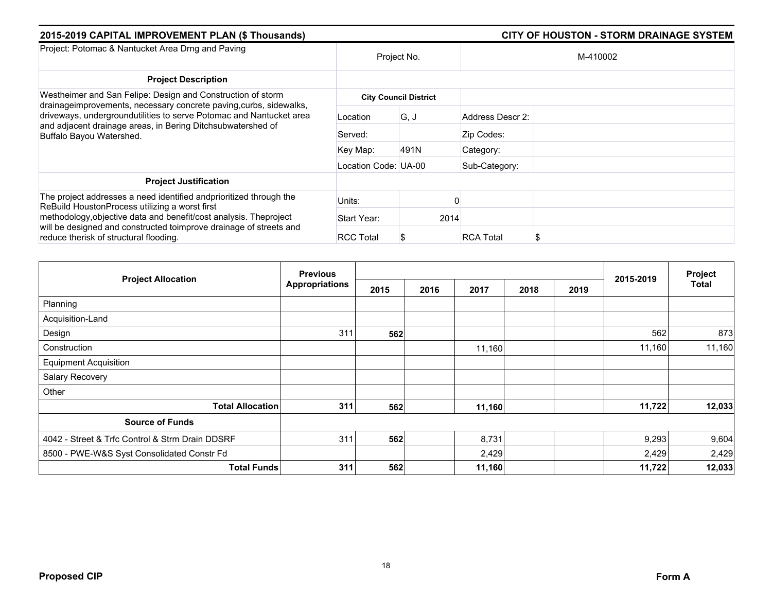## 2015-2019 CAPITAL IMPROVEMENT PLAN ($ Thousands) — CITY OF HOUSTON - STORM DRAINAGE SYSTEM

| Project: Potomac & Nantucket Area Drng and Paving | Project No. | | M-410002 | |
|---|---|---|---|---|
| **Project Description** | | | | |
| Westheimer and San Felipe: Design and Construction of storm drainageimprovements, necessary concrete paving,curbs, sidewalks, driveways, undergroundutilities to serve Potomac and Nantucket area and adjacent drainage areas, in Bering Ditchsubwatershed of Buffalo Bayou Watershed. | **City Council District** | | | |
| | Location | G, J | Address Descr 2: | |
| | Served: | | Zip Codes: | |
| | Key Map: | 491N | Category: | |
| | Location Code: | UA-00 | Sub-Category: | |
| **Project Justification** | | | | |
| The project addresses a need identified andprioritized through the ReBuild HoustonProcess utilizing a worst first methodology,objective data and benefit/cost analysis. Theproject will be designed and constructed toimprove drainage of streets and reduce therisk of structural flooding. | Units: | 0 | | |
| | Start Year: | 2014 | | |
| | RCC Total | $ | RCA Total | $ |

| Project Allocation | Previous Appropriations | 2015 | 2016 | 2017 | 2018 | 2019 | 2015-2019 | Project Total |
|---|---|---|---|---|---|---|---|---|
| Planning | | | | | | | | |
| Acquisition-Land | | | | | | | | |
| Design | 311 | **562** | | | | | 562 | 873 |
| Construction | | | | 11,160 | | | 11,160 | 11,160 |
| Equipment Acquisition | | | | | | | | |
| Salary Recovery | | | | | | | | |
| Other | | | | | | | | |
| **Total Allocation** | **311** | **562** | | **11,160** | | | **11,722** | **12,033** |
| **Source of Funds** | | | | | | | | |
| 4042 - Street & Trfc Control & Strm Drain DDSRF | 311 | **562** | | 8,731 | | | 9,293 | 9,604 |
| 8500 - PWE-W&S Syst Consolidated Constr Fd | | | | 2,429 | | | 2,429 | 2,429 |
| **Total Funds** | **311** | **562** | | **11,160** | | | **11,722** | **12,033** |

**Proposed CIP** — **Form A**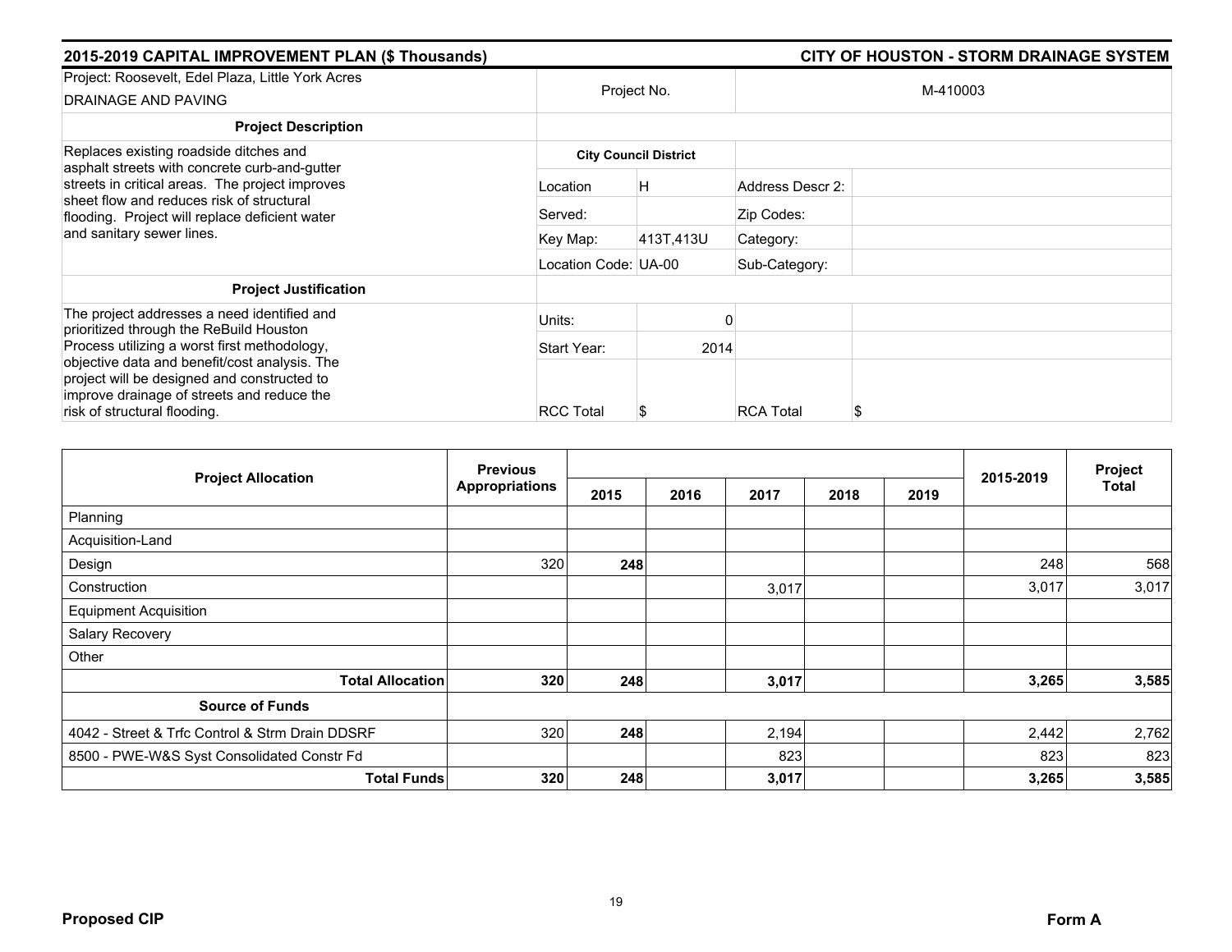## 2015-2019 CAPITAL IMPROVEMENT PLAN ($ Thousands)

## CITY OF HOUSTON - STORM DRAINAGE SYSTEM

| Project: Roosevelt, Edel Plaza, Little York Acres DRAINAGE AND PAVING | Project No. | | M-410003 | |
|---|---|---|---|---|
| **Project Description** | | | | |
| Replaces existing roadside ditches and asphalt streets with concrete curb-and-gutter streets in critical areas. The project improves sheet flow and reduces risk of structural flooding. Project will replace deficient water and sanitary sewer lines. | **City Council District** | | | |
| | Location | H | Address Descr 2: | |
| | Served: | | Zip Codes: | |
| | Key Map: | 413T,413U | Category: | |
| | Location Code: | UA-00 | Sub-Category: | |
| **Project Justification** | | | | |
| The project addresses a need identified and prioritized through the ReBuild Houston Process utilizing a worst first methodology, objective data and benefit/cost analysis. The project will be designed and constructed to improve drainage of streets and reduce the risk of structural flooding. | Units: | 0 | | |
| | Start Year: | 2014 | | |
| | RCC Total | $ | RCA Total | $ |

| Project Allocation | Previous Appropriations | 2015 | 2016 | 2017 | 2018 | 2019 | 2015-2019 | Project Total |
|---|---|---|---|---|---|---|---|---|
| Planning | | | | | | | | |
| Acquisition-Land | | | | | | | | |
| Design | 320 | **248** | | | | | 248 | 568 |
| Construction | | | | 3,017 | | | 3,017 | 3,017 |
| Equipment Acquisition | | | | | | | | |
| Salary Recovery | | | | | | | | |
| Other | | | | | | | | |
| **Total Allocation** | **320** | **248** | | **3,017** | | | **3,265** | **3,585** |
| **Source of Funds** | | | | | | | | |
| 4042 - Street & Trfc Control & Strm Drain DDSRF | 320 | **248** | | 2,194 | | | 2,442 | 2,762 |
| 8500 - PWE-W&S Syst Consolidated Constr Fd | | | | 823 | | | 823 | 823 |
| **Total Funds** | **320** | **248** | | **3,017** | | | **3,265** | **3,585** |

**Proposed CIP** **Form A**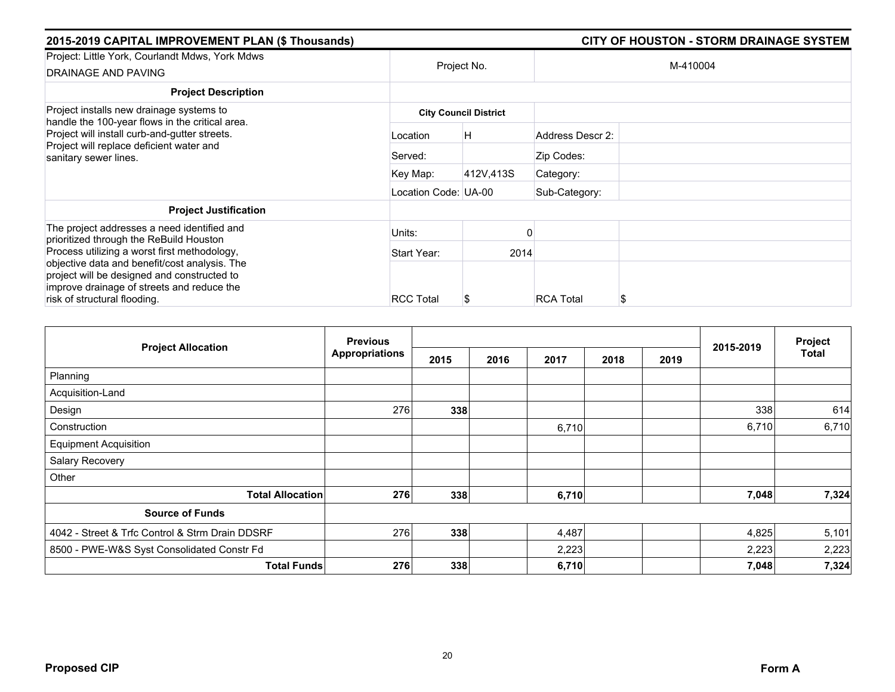## 2015-2019 CAPITAL IMPROVEMENT PLAN ($ Thousands) — CITY OF HOUSTON - STORM DRAINAGE SYSTEM

| Project: Little York, Courlandt Mdws, York Mdws DRAINAGE AND PAVING | Project No. | | M-410004 | |
|---|---|---|---|---|
| **Project Description** | | | | |
| Project installs new drainage systems to handle the 100-year flows in the critical area. Project will install curb-and-gutter streets. Project will replace deficient water and sanitary sewer lines. | **City Council District** | | | |
| | Location | H | Address Descr 2: | |
| | Served: | | Zip Codes: | |
| | Key Map: | 412V,413S | Category: | |
| | Location Code: | UA-00 | Sub-Category: | |
| **Project Justification** | | | | |
| The project addresses a need identified and prioritized through the ReBuild Houston Process utilizing a worst first methodology, objective data and benefit/cost analysis. The project will be designed and constructed to improve drainage of streets and reduce the risk of structural flooding. | Units: | 0 | | |
| | Start Year: | 2014 | | |
| | RCC Total | $ | RCA Total | $ |

| Project Allocation | Previous Appropriations | 2015 | 2016 | 2017 | 2018 | 2019 | 2015-2019 | Project Total |
|---|---|---|---|---|---|---|---|---|
| Planning | | | | | | | | |
| Acquisition-Land | | | | | | | | |
| Design | 276 | **338** | | | | | 338 | 614 |
| Construction | | | | 6,710 | | | 6,710 | 6,710 |
| Equipment Acquisition | | | | | | | | |
| Salary Recovery | | | | | | | | |
| Other | | | | | | | | |
| **Total Allocation** | **276** | **338** | | **6,710** | | | **7,048** | **7,324** |
| **Source of Funds** | | | | | | | | |
| 4042 - Street & Trfc Control & Strm Drain DDSRF | 276 | **338** | | 4,487 | | | 4,825 | 5,101 |
| 8500 - PWE-W&S Syst Consolidated Constr Fd | | | | 2,223 | | | 2,223 | 2,223 |
| **Total Funds** | **276** | **338** | | **6,710** | | | **7,048** | **7,324** |

**Proposed CIP** — **Form A**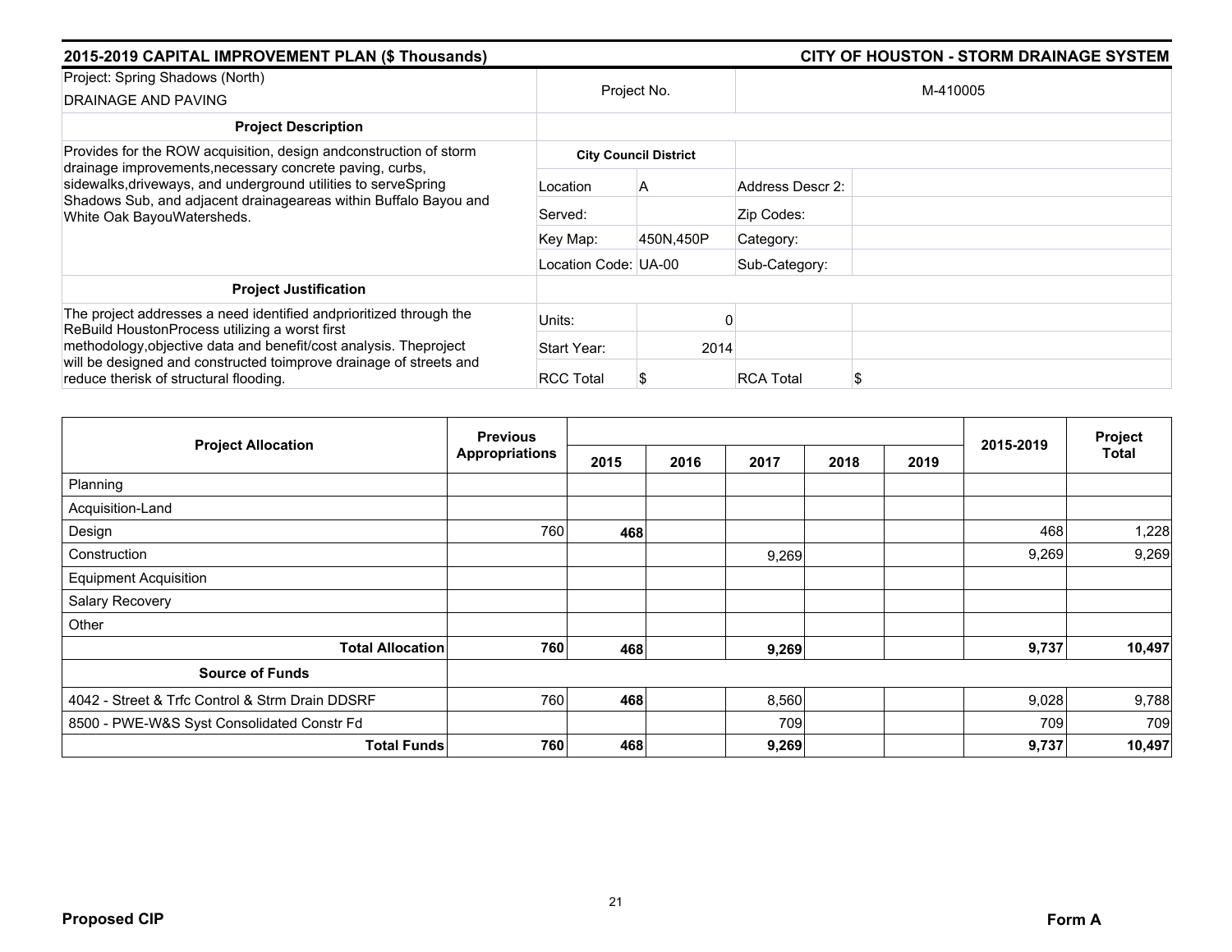## 2015-2019 CAPITAL IMPROVEMENT PLAN ($ Thousands) — CITY OF HOUSTON - STORM DRAINAGE SYSTEM

| Project: Spring Shadows (North) DRAINAGE AND PAVING | Project No. | | M-410005 | |
|---|---|---|---|---|
| **Project Description** | | | | |
| Provides for the ROW acquisition, design andconstruction of storm drainage improvements,necessary concrete paving, curbs, sidewalks,driveways, and underground utilities to serveSpring Shadows Sub, and adjacent drainageareas within Buffalo Bayou and White Oak BayouWatersheds. | **City Council District** | | | |
| | Location | A | Address Descr 2: | |
| | Served: | | Zip Codes: | |
| | Key Map: | 450N,450P | Category: | |
| | Location Code: | UA-00 | Sub-Category: | |
| **Project Justification** | | | | |
| The project addresses a need identified andprioritized through the ReBuild HoustonProcess utilizing a worst first methodology,objective data and benefit/cost analysis. Theproject will be designed and constructed toimprove drainage of streets and reduce therisk of structural flooding. | Units: | 0 | | |
| | Start Year: | 2014 | | |
| | RCC Total | $ | RCA Total | $ |

| Project Allocation | Previous Appropriations | 2015 | 2016 | 2017 | 2018 | 2019 | 2015-2019 | Project Total |
|---|---|---|---|---|---|---|---|---|
| Planning | | | | | | | | |
| Acquisition-Land | | | | | | | | |
| Design | 760 | **468** | | | | | 468 | 1,228 |
| Construction | | | | 9,269 | | | 9,269 | 9,269 |
| Equipment Acquisition | | | | | | | | |
| Salary Recovery | | | | | | | | |
| Other | | | | | | | | |
| **Total Allocation** | **760** | **468** | | **9,269** | | | **9,737** | **10,497** |
| **Source of Funds** | | | | | | | | |
| 4042 - Street & Trfc Control & Strm Drain DDSRF | 760 | **468** | | 8,560 | | | 9,028 | 9,788 |
| 8500 - PWE-W&S Syst Consolidated Constr Fd | | | | 709 | | | 709 | 709 |
| **Total Funds** | **760** | **468** | | **9,269** | | | **9,737** | **10,497** |

**Proposed CIP** — **Form A**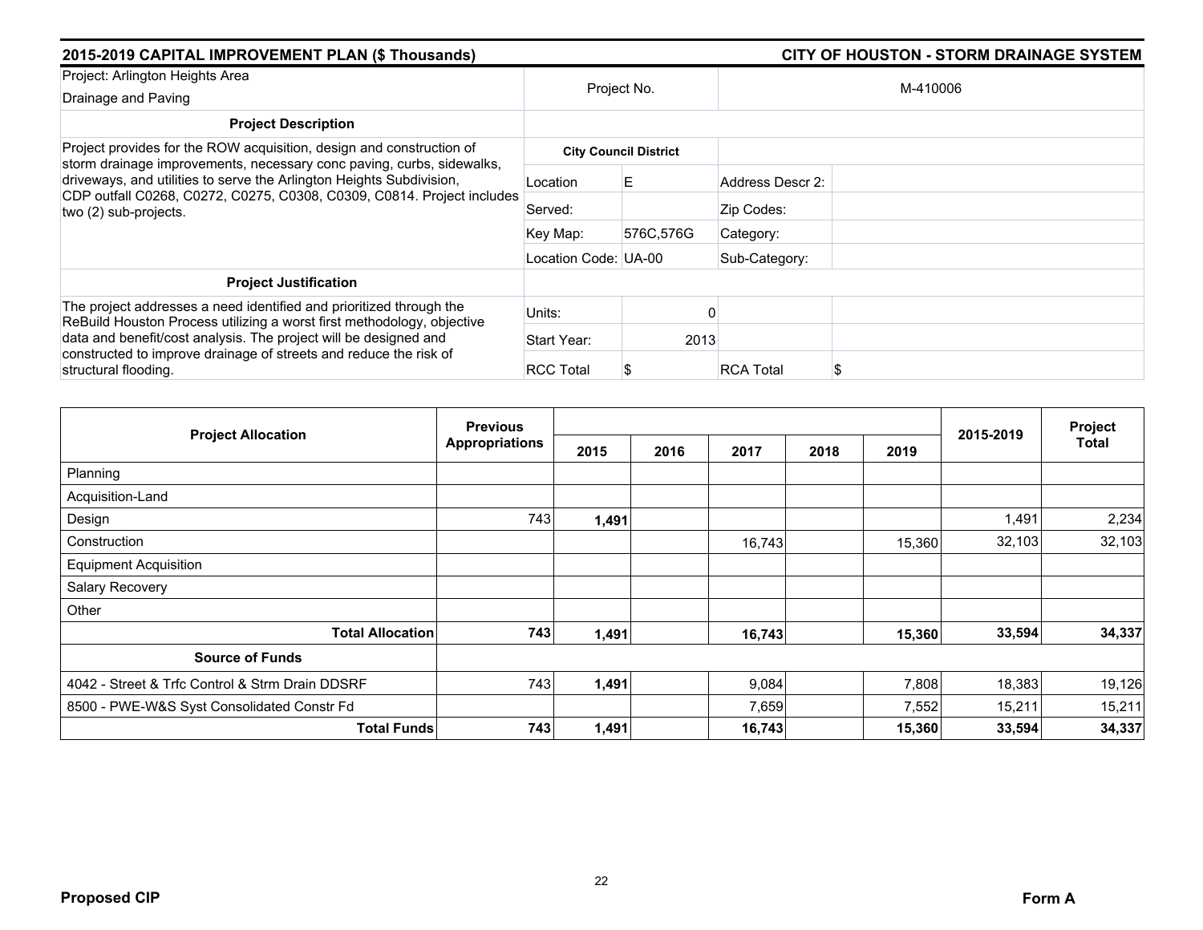**2015-2019 CAPITAL IMPROVEMENT PLAN ($ Thousands)** | **CITY OF HOUSTON - STORM DRAINAGE SYSTEM**

| Project: Arlington Heights Area Drainage and Paving | Project No. | | M-410006 | |
|---|---|---|---|---|
| **Project Description** | | | | |
| Project provides for the ROW acquisition, design and construction of storm drainage improvements, necessary conc paving, curbs, sidewalks, driveways, and utilities to serve the Arlington Heights Subdivision, CDP outfall C0268, C0272, C0275, C0308, C0309, C0814. Project includes two (2) sub-projects. | **City Council District** | | | |
| | Location | E | Address Descr 2: | |
| | Served: | | Zip Codes: | |
| | Key Map: | 576C,576G | Category: | |
| | Location Code: | UA-00 | Sub-Category: | |
| **Project Justification** | | | | |
| The project addresses a need identified and prioritized through the ReBuild Houston Process utilizing a worst first methodology, objective data and benefit/cost analysis. The project will be designed and constructed to improve drainage of streets and reduce the risk of structural flooding. | Units: | 0 | | |
| | Start Year: | 2013 | | |
| | RCC Total | $ | RCA Total | $ |

| Project Allocation | Previous Appropriations | 2015 | 2016 | 2017 | 2018 | 2019 | 2015-2019 | Project Total |
|---|---|---|---|---|---|---|---|---|
| Planning | | | | | | | | |
| Acquisition-Land | | | | | | | | |
| Design | 743 | 1,491 | | | | | 1,491 | 2,234 |
| Construction | | | | 16,743 | | 15,360 | 32,103 | 32,103 |
| Equipment Acquisition | | | | | | | | |
| Salary Recovery | | | | | | | | |
| Other | | | | | | | | |
| **Total Allocation** | **743** | **1,491** | | **16,743** | | **15,360** | **33,594** | **34,337** |
| **Source of Funds** | | | | | | | | |
| 4042 - Street & Trfc Control & Strm Drain DDSRF | 743 | 1,491 | | 9,084 | | 7,808 | 18,383 | 19,126 |
| 8500 - PWE-W&S Syst Consolidated Constr Fd | | | | 7,659 | | 7,552 | 15,211 | 15,211 |
| **Total Funds** | **743** | **1,491** | | **16,743** | | **15,360** | **33,594** | **34,337** |

**Proposed CIP** **Form A**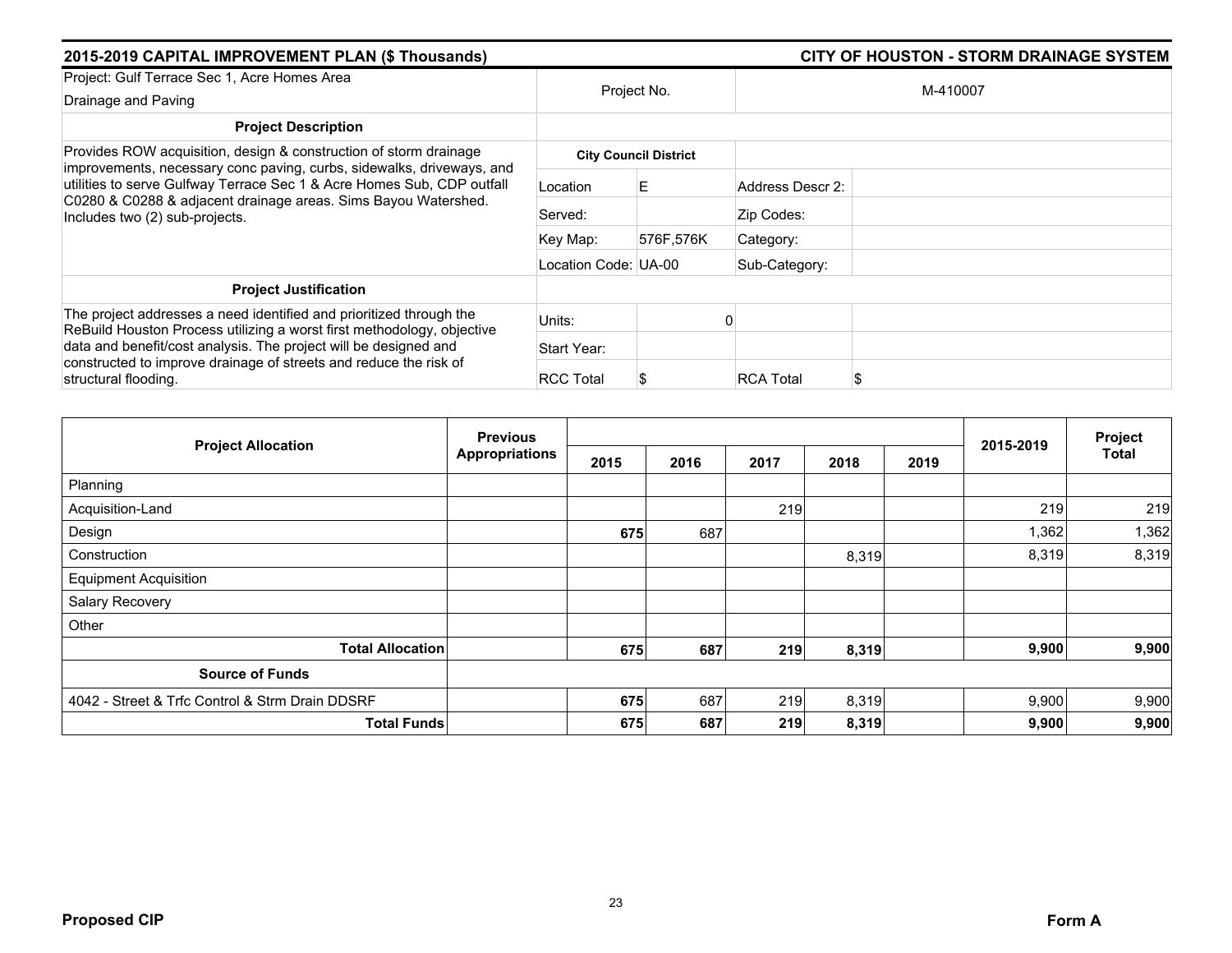## 2015-2019 CAPITAL IMPROVEMENT PLAN ($ Thousands)

## CITY OF HOUSTON - STORM DRAINAGE SYSTEM

| Project: Gulf Terrace Sec 1, Acre Homes Area Drainage and Paving | Project No. | | M-410007 | |
|---|---|---|---|---|
| **Project Description** | | | | |
| Provides ROW acquisition, design & construction of storm drainage improvements, necessary conc paving, curbs, sidewalks, driveways, and utilities to serve Gulfway Terrace Sec 1 & Acre Homes Sub, CDP outfall C0280 & C0288 & adjacent drainage areas. Sims Bayou Watershed. Includes two (2) sub-projects. | **City Council District** | | | |
| | Location | E | Address Descr 2: | |
| | Served: | | Zip Codes: | |
| | Key Map: | 576F,576K | Category: | |
| | Location Code: | UA-00 | Sub-Category: | |
| **Project Justification** | | | | |
| The project addresses a need identified and prioritized through the ReBuild Houston Process utilizing a worst first methodology, objective data and benefit/cost analysis. The project will be designed and constructed to improve drainage of streets and reduce the risk of structural flooding. | Units: | 0 | | |
| | Start Year: | | | |
| | RCC Total | $ | RCA Total | $ |

| Project Allocation | Previous Appropriations | 2015 | 2016 | 2017 | 2018 | 2019 | 2015-2019 | Project Total |
|---|---|---|---|---|---|---|---|---|
| Planning | | | | | | | | |
| Acquisition-Land | | | | 219 | | | 219 | 219 |
| Design | | **675** | 687 | | | | 1,362 | 1,362 |
| Construction | | | | | 8,319 | | 8,319 | 8,319 |
| Equipment Acquisition | | | | | | | | |
| Salary Recovery | | | | | | | | |
| Other | | | | | | | | |
| **Total Allocation** | | **675** | **687** | **219** | **8,319** | | **9,900** | **9,900** |
| **Source of Funds** | | | | | | | | |
| 4042 - Street & Trfc Control & Strm Drain DDSRF | | **675** | 687 | 219 | 8,319 | | 9,900 | 9,900 |
| **Total Funds** | | **675** | **687** | **219** | **8,319** | | **9,900** | **9,900** |

**Proposed CIP** **Form A**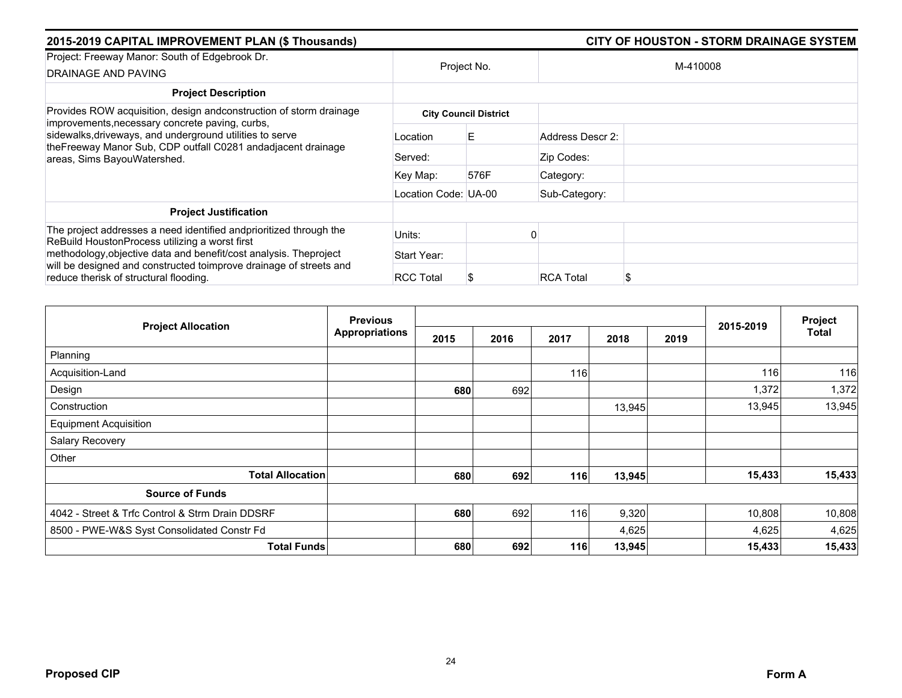## 2015-2019 CAPITAL IMPROVEMENT PLAN ($ Thousands) — CITY OF HOUSTON - STORM DRAINAGE SYSTEM

| Project: Freeway Manor: South of Edgebrook Dr. DRAINAGE AND PAVING | Project No. | | M-410008 | |
|---|---|---|---|---|
| **Project Description** | | | | |
| Provides ROW acquisition, design andconstruction of storm drainage improvements,necessary concrete paving, curbs, sidewalks,driveways, and underground utilities to serve theFreeway Manor Sub, CDP outfall C0281 andadjacent drainage areas, Sims BayouWatershed. | **City Council District** | | | |
| | Location | E | Address Descr 2: | |
| | Served: | | Zip Codes: | |
| | Key Map: | 576F | Category: | |
| | Location Code: | UA-00 | Sub-Category: | |
| **Project Justification** | | | | |
| The project addresses a need identified andprioritized through the ReBuild HoustonProcess utilizing a worst first methodology,objective data and benefit/cost analysis. Theproject will be designed and constructed toimprove drainage of streets and reduce therisk of structural flooding. | Units: | 0 | | |
| | Start Year: | | | |
| | RCC Total | $ | RCA Total | $ |

| Project Allocation | Previous Appropriations | 2015 | 2016 | 2017 | 2018 | 2019 | 2015-2019 | Project Total |
|---|---|---|---|---|---|---|---|---|
| Planning | | | | | | | | |
| Acquisition-Land | | | | 116 | | | 116 | 116 |
| Design | | **680** | 692 | | | | 1,372 | 1,372 |
| Construction | | | | | 13,945 | | 13,945 | 13,945 |
| Equipment Acquisition | | | | | | | | |
| Salary Recovery | | | | | | | | |
| Other | | | | | | | | |
| **Total Allocation** | | **680** | **692** | **116** | **13,945** | | **15,433** | **15,433** |
| **Source of Funds** | | | | | | | | |
| 4042 - Street & Trfc Control & Strm Drain DDSRF | | **680** | 692 | 116 | 9,320 | | 10,808 | 10,808 |
| 8500 - PWE-W&S Syst Consolidated Constr Fd | | | | | 4,625 | | 4,625 | 4,625 |
| **Total Funds** | | **680** | **692** | **116** | **13,945** | | **15,433** | **15,433** |

**Proposed CIP** — **Form A**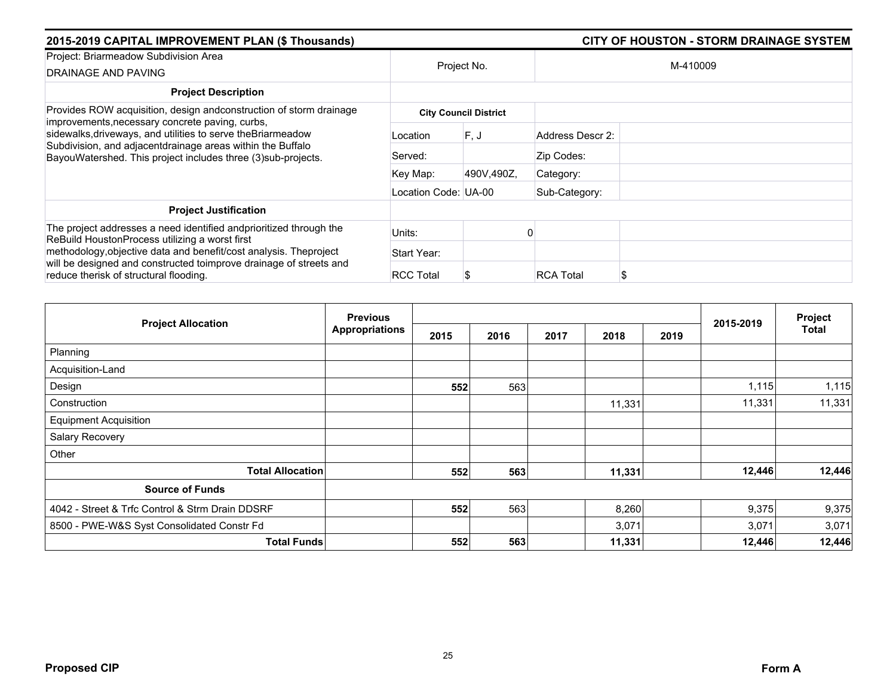**2015-2019 CAPITAL IMPROVEMENT PLAN ($ Thousands)** — **CITY OF HOUSTON - STORM DRAINAGE SYSTEM**

| Project: Briarmeadow Subdivision Area DRAINAGE AND PAVING | Project No. | | M-410009 |
|---|---|---|---|
| **Project Description** | | | |
| Provides ROW acquisition, design andconstruction of storm drainage improvements,necessary concrete paving, curbs, sidewalks,driveways, and utilities to serve theBriarmeadow Subdivision, and adjacentdrainage areas within the Buffalo BayouWatershed. This project includes three (3)sub-projects. | **City Council District** | | |
| | Location | F, J | Address Descr 2: |
| | Served: | | Zip Codes: |
| | Key Map: | 490V,490Z, | Category: |
| | Location Code: | UA-00 | Sub-Category: |
| **Project Justification** | | | |
| The project addresses a need identified andprioritized through the ReBuild HoustonProcess utilizing a worst first methodology,objective data and benefit/cost analysis. Theproject will be designed and constructed toimprove drainage of streets and reduce therisk of structural flooding. | Units: | 0 | |
| | Start Year: | | |
| | RCC Total | $ | RCA Total $ |

| Project Allocation | Previous Appropriations | 2015 | 2016 | 2017 | 2018 | 2019 | 2015-2019 | Project Total |
|---|---|---|---|---|---|---|---|---|
| Planning | | | | | | | | |
| Acquisition-Land | | | | | | | | |
| Design | | **552** | 563 | | | | 1,115 | 1,115 |
| Construction | | | | | 11,331 | | 11,331 | 11,331 |
| Equipment Acquisition | | | | | | | | |
| Salary Recovery | | | | | | | | |
| Other | | | | | | | | |
| **Total Allocation** | | **552** | **563** | | **11,331** | | **12,446** | **12,446** |
| **Source of Funds** | | | | | | | | |
| 4042 - Street & Trfc Control & Strm Drain DDSRF | | **552** | 563 | | 8,260 | | 9,375 | 9,375 |
| 8500 - PWE-W&S Syst Consolidated Constr Fd | | | | | 3,071 | | 3,071 | 3,071 |
| **Total Funds** | | **552** | **563** | | **11,331** | | **12,446** | **12,446** |

**Proposed CIP** — **Form A**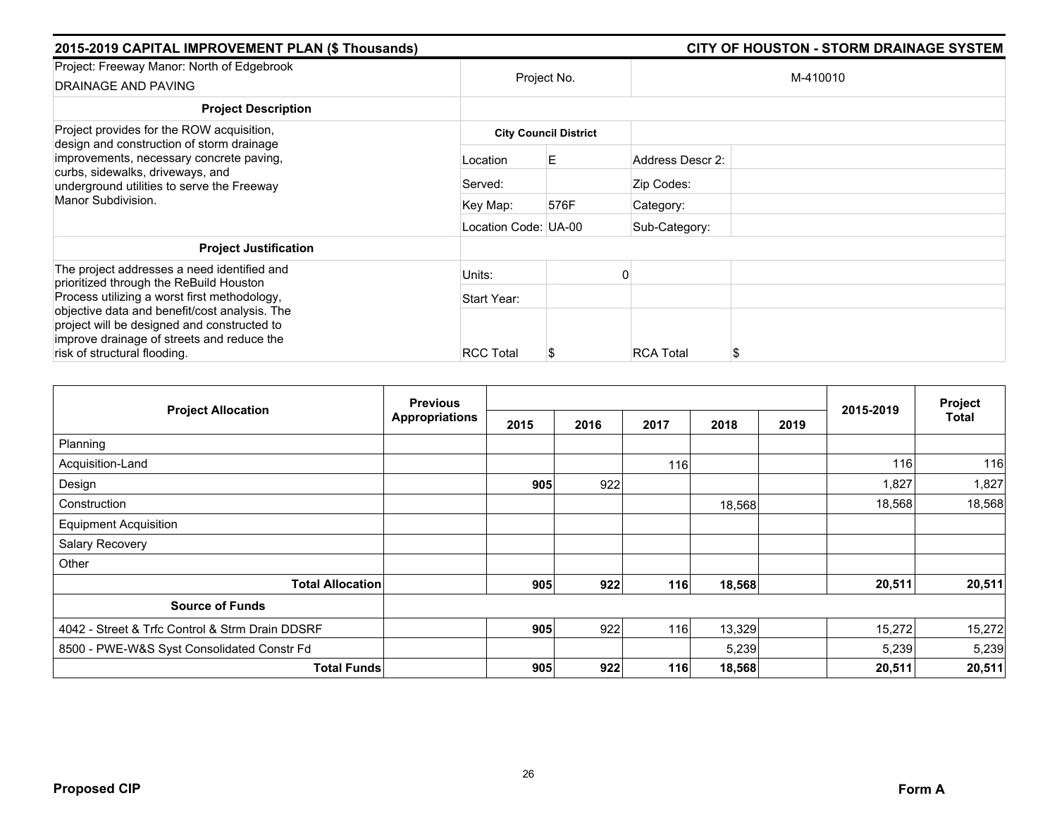## 2015-2019 CAPITAL IMPROVEMENT PLAN ($ Thousands)

## CITY OF HOUSTON - STORM DRAINAGE SYSTEM

| Project: Freeway Manor: North of Edgebrook DRAINAGE AND PAVING | Project No. | | M-410010 | |
|---|---|---|---|---|
| **Project Description** | | | | |
| Project provides for the ROW acquisition, design and construction of storm drainage improvements, necessary concrete paving, curbs, sidewalks, driveways, and underground utilities to serve the Freeway Manor Subdivision. | **City Council District** | | | |
| | Location | E | Address Descr 2: | |
| | Served: | | Zip Codes: | |
| | Key Map: | 576F | Category: | |
| | Location Code: | UA-00 | Sub-Category: | |
| **Project Justification** | | | | |
| The project addresses a need identified and prioritized through the ReBuild Houston Process utilizing a worst first methodology, objective data and benefit/cost analysis. The project will be designed and constructed to improve drainage of streets and reduce the risk of structural flooding. | Units: | 0 | | |
| | Start Year: | | | |
| | RCC Total | $ | RCA Total | $ |

| Project Allocation | Previous Appropriations | 2015 | 2016 | 2017 | 2018 | 2019 | 2015-2019 | Project Total |
|---|---|---|---|---|---|---|---|---|
| Planning | | | | | | | | |
| Acquisition-Land | | | | 116 | | | 116 | 116 |
| Design | | **905** | 922 | | | | 1,827 | 1,827 |
| Construction | | | | | 18,568 | | 18,568 | 18,568 |
| Equipment Acquisition | | | | | | | | |
| Salary Recovery | | | | | | | | |
| Other | | | | | | | | |
| **Total Allocation** | | **905** | **922** | **116** | **18,568** | | **20,511** | **20,511** |
| **Source of Funds** | | | | | | | | |
| 4042 - Street & Trfc Control & Strm Drain DDSRF | | **905** | 922 | 116 | 13,329 | | 15,272 | 15,272 |
| 8500 - PWE-W&S Syst Consolidated Constr Fd | | | | | 5,239 | | 5,239 | 5,239 |
| **Total Funds** | | **905** | **922** | **116** | **18,568** | | **20,511** | **20,511** |

**Proposed CIP** **Form A**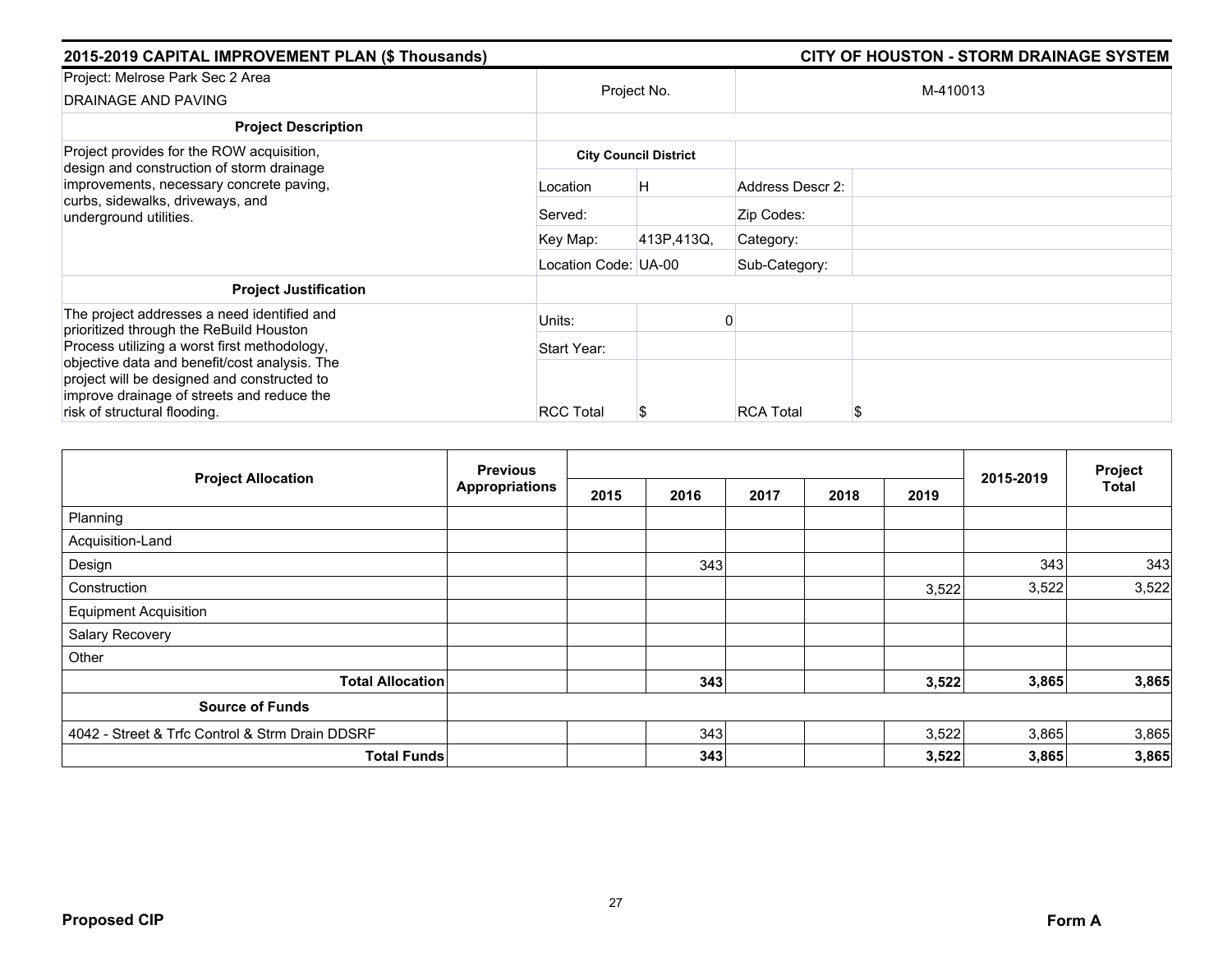## 2015-2019 CAPITAL IMPROVEMENT PLAN ($ Thousands)

## CITY OF HOUSTON - STORM DRAINAGE SYSTEM

| Project: Melrose Park Sec 2 Area<br>DRAINAGE AND PAVING | Project No. | | M-410013 | |
|---|---|---|---|---|
| **Project Description** | | | | |
| Project provides for the ROW acquisition, design and construction of storm drainage improvements, necessary concrete paving, curbs, sidewalks, driveways, and underground utilities. | **City Council District** | | | |
| | Location | H | Address Descr 2: | |
| | Served: | | Zip Codes: | |
| | Key Map: | 413P,413Q, | Category: | |
| | Location Code: | UA-00 | Sub-Category: | |
| **Project Justification** | | | | |
| The project addresses a need identified and prioritized through the ReBuild Houston Process utilizing a worst first methodology, objective data and benefit/cost analysis. The project will be designed and constructed to improve drainage of streets and reduce the risk of structural flooding. | Units: | 0 | | |
| | Start Year: | | | |
| | RCC Total | $ | RCA Total | $ |

| Project Allocation | Previous Appropriations | 2015 | 2016 | 2017 | 2018 | 2019 | 2015-2019 | Project Total |
|---|---|---|---|---|---|---|---|---|
| Planning | | | | | | | | |
| Acquisition-Land | | | | | | | | |
| Design | | | 343 | | | | 343 | 343 |
| Construction | | | | | | 3,522 | 3,522 | 3,522 |
| Equipment Acquisition | | | | | | | | |
| Salary Recovery | | | | | | | | |
| Other | | | | | | | | |
| **Total Allocation** | | | **343** | | | **3,522** | **3,865** | **3,865** |
| **Source of Funds** | | | | | | | | |
| 4042 - Street & Trfc Control & Strm Drain DDSRF | | | 343 | | | 3,522 | 3,865 | 3,865 |
| **Total Funds** | | | **343** | | | **3,522** | **3,865** | **3,865** |

**Proposed CIP** **Form A**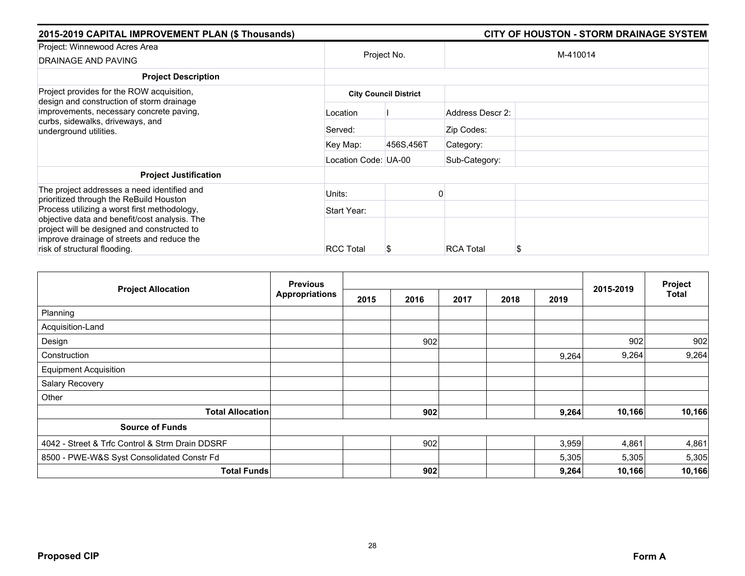## 2015-2019 CAPITAL IMPROVEMENT PLAN ($ Thousands) — CITY OF HOUSTON - STORM DRAINAGE SYSTEM

| Project: Winnewood Acres Area DRAINAGE AND PAVING | Project No. | | M-410014 | |
|---|---|---|---|---|
| **Project Description** | | | | |
| Project provides for the ROW acquisition, design and construction of storm drainage improvements, necessary concrete paving, curbs, sidewalks, driveways, and underground utilities. | **City Council District** | | | |
| | Location | I | Address Descr 2: | |
| | Served: | | Zip Codes: | |
| | Key Map: | 456S,456T | Category: | |
| | Location Code: | UA-00 | Sub-Category: | |
| **Project Justification** | | | | |
| The project addresses a need identified and prioritized through the ReBuild Houston Process utilizing a worst first methodology, objective data and benefit/cost analysis. The project will be designed and constructed to improve drainage of streets and reduce the risk of structural flooding. | Units: | 0 | | |
| | Start Year: | | | |
| | RCC Total | $ | RCA Total | $ |

| Project Allocation | Previous Appropriations | 2015 | 2016 | 2017 | 2018 | 2019 | 2015-2019 | Project Total |
|---|---|---|---|---|---|---|---|---|
| Planning | | | | | | | | |
| Acquisition-Land | | | | | | | | |
| Design | | | 902 | | | | 902 | 902 |
| Construction | | | | | | 9,264 | 9,264 | 9,264 |
| Equipment Acquisition | | | | | | | | |
| Salary Recovery | | | | | | | | |
| Other | | | | | | | | |
| **Total Allocation** | | | **902** | | | **9,264** | **10,166** | **10,166** |
| **Source of Funds** | | | | | | | | |
| 4042 - Street & Trfc Control & Strm Drain DDSRF | | | 902 | | | 3,959 | 4,861 | 4,861 |
| 8500 - PWE-W&S Syst Consolidated Constr Fd | | | | | | 5,305 | 5,305 | 5,305 |
| **Total Funds** | | | **902** | | | **9,264** | **10,166** | **10,166** |

**Proposed CIP** — **Form A**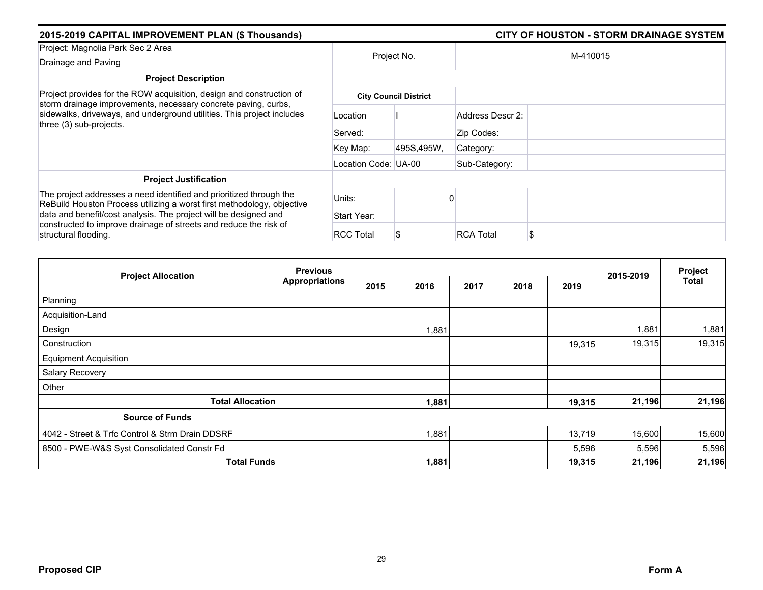## 2015-2019 CAPITAL IMPROVEMENT PLAN ($ Thousands) — CITY OF HOUSTON - STORM DRAINAGE SYSTEM

| Project: Magnolia Park Sec 2 Area Drainage and Paving | Project No. | | M-410015 | |
|---|---|---|---|---|
| **Project Description** | | | | |
| Project provides for the ROW acquisition, design and construction of storm drainage improvements, necessary concrete paving, curbs, sidewalks, driveways, and underground utilities. This project includes three (3) sub-projects. | **City Council District** | | | |
| | Location | I | Address Descr 2: | |
| | Served: | | Zip Codes: | |
| | Key Map: | 495S,495W, | Category: | |
| | Location Code: | UA-00 | Sub-Category: | |
| **Project Justification** | | | | |
| The project addresses a need identified and prioritized through the ReBuild Houston Process utilizing a worst first methodology, objective data and benefit/cost analysis. The project will be designed and constructed to improve drainage of streets and reduce the risk of structural flooding. | Units: | 0 | | |
| | Start Year: | | | |
| | RCC Total | $ | RCA Total | $ |

| Project Allocation | Previous Appropriations | 2015 | 2016 | 2017 | 2018 | 2019 | 2015-2019 | Project Total |
|---|---|---|---|---|---|---|---|---|
| Planning | | | | | | | | |
| Acquisition-Land | | | | | | | | |
| Design | | | 1,881 | | | | 1,881 | 1,881 |
| Construction | | | | | | 19,315 | 19,315 | 19,315 |
| Equipment Acquisition | | | | | | | | |
| Salary Recovery | | | | | | | | |
| Other | | | | | | | | |
| **Total Allocation** | | | **1,881** | | | **19,315** | **21,196** | **21,196** |
| **Source of Funds** | | | | | | | | |
| 4042 - Street & Trfc Control & Strm Drain DDSRF | | | 1,881 | | | 13,719 | 15,600 | 15,600 |
| 8500 - PWE-W&S Syst Consolidated Constr Fd | | | | | | 5,596 | 5,596 | 5,596 |
| **Total Funds** | | | **1,881** | | | **19,315** | **21,196** | **21,196** |

**Proposed CIP** — **Form A**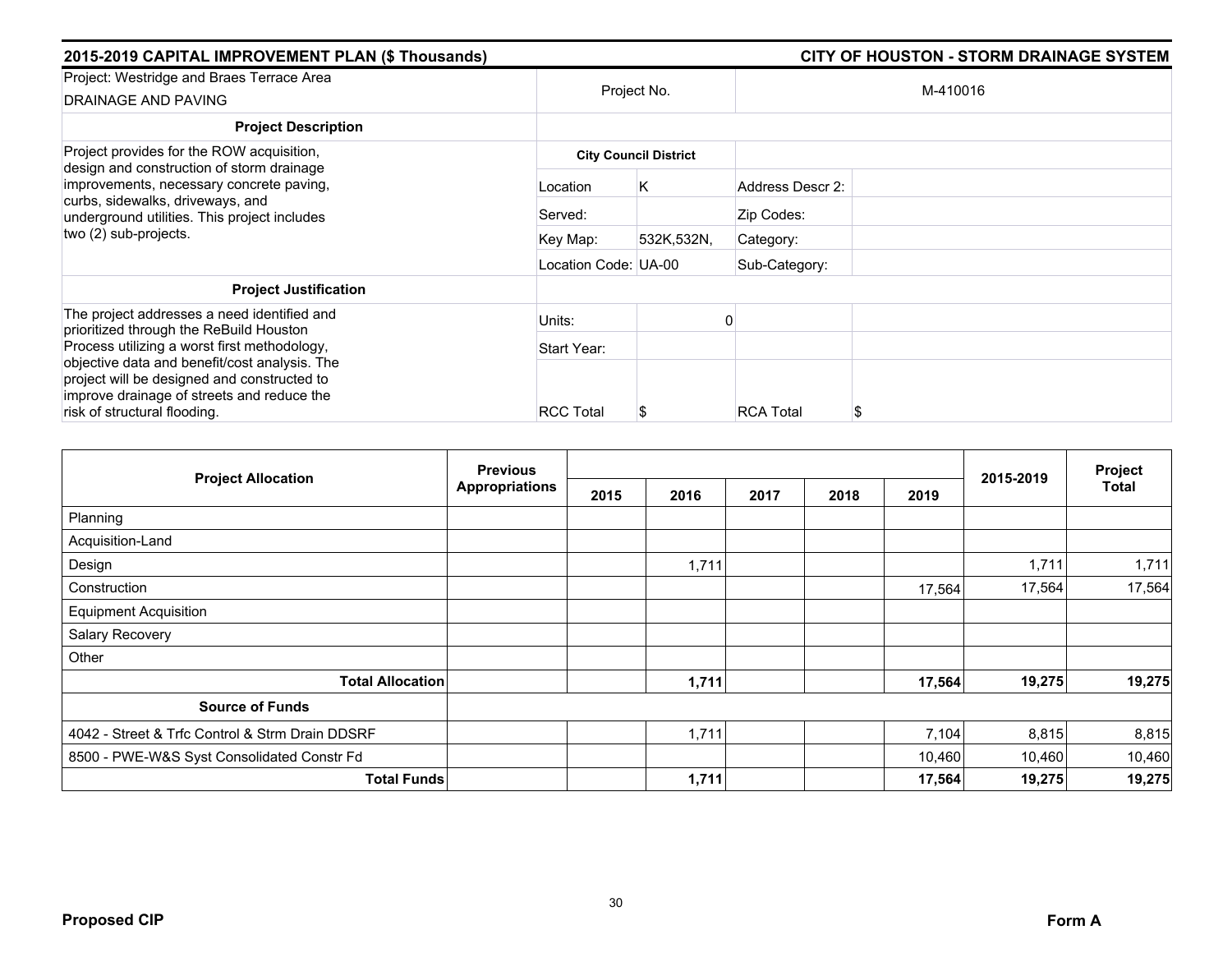**2015-2019 CAPITAL IMPROVEMENT PLAN ($ Thousands)** | **CITY OF HOUSTON - STORM DRAINAGE SYSTEM**

| Project: Westridge and Braes Terrace Area DRAINAGE AND PAVING | Project No. | | M-410016 | |
|---|---|---|---|---|
| **Project Description** | | | | |
| Project provides for the ROW acquisition, design and construction of storm drainage improvements, necessary concrete paving, curbs, sidewalks, driveways, and underground utilities. This project includes two (2) sub-projects. | **City Council District** | | | |
| | Location | K | Address Descr 2: | |
| | Served: | | Zip Codes: | |
| | Key Map: | 532K,532N, | Category: | |
| | Location Code: | UA-00 | Sub-Category: | |
| **Project Justification** | | | | |
| The project addresses a need identified and prioritized through the ReBuild Houston Process utilizing a worst first methodology, objective data and benefit/cost analysis. The project will be designed and constructed to improve drainage of streets and reduce the risk of structural flooding. | Units: | 0 | | |
| | Start Year: | | | |
| | RCC Total | $ | RCA Total | $ |

| Project Allocation | Previous Appropriations | 2015 | 2016 | 2017 | 2018 | 2019 | 2015-2019 | Project Total |
|---|---|---|---|---|---|---|---|---|
| Planning | | | | | | | | |
| Acquisition-Land | | | | | | | | |
| Design | | | 1,711 | | | | 1,711 | 1,711 |
| Construction | | | | | | 17,564 | 17,564 | 17,564 |
| Equipment Acquisition | | | | | | | | |
| Salary Recovery | | | | | | | | |
| Other | | | | | | | | |
| **Total Allocation** | | | **1,711** | | | **17,564** | **19,275** | **19,275** |
| **Source of Funds** | | | | | | | | |
| 4042 - Street & Trfc Control & Strm Drain DDSRF | | | 1,711 | | | 7,104 | 8,815 | 8,815 |
| 8500 - PWE-W&S Syst Consolidated Constr Fd | | | | | | 10,460 | 10,460 | 10,460 |
| **Total Funds** | | | **1,711** | | | **17,564** | **19,275** | **19,275** |

**Proposed CIP** | **Form A**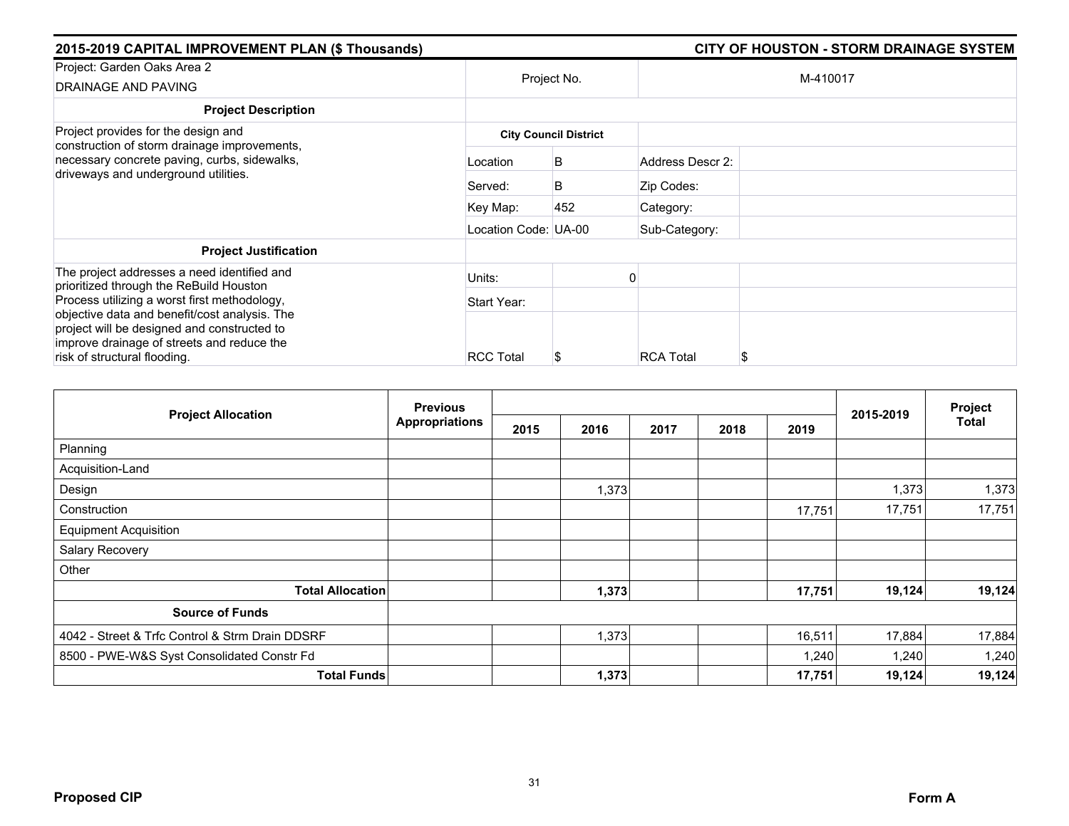## 2015-2019 CAPITAL IMPROVEMENT PLAN ($ Thousands)

## CITY OF HOUSTON - STORM DRAINAGE SYSTEM

| Project: Garden Oaks Area 2<br>DRAINAGE AND PAVING | Project No. | | M-410017 | |
|---|---|---|---|---|
| **Project Description** | | | | |
| Project provides for the design and construction of storm drainage improvements, necessary concrete paving, curbs, sidewalks, driveways and underground utilities. | **City Council District** | | | |
| | Location | B | Address Descr 2: | |
| | Served: | B | Zip Codes: | |
| | Key Map: | 452 | Category: | |
| | Location Code: | UA-00 | Sub-Category: | |
| **Project Justification** | | | | |
| The project addresses a need identified and prioritized through the ReBuild Houston Process utilizing a worst first methodology, objective data and benefit/cost analysis. The project will be designed and constructed to improve drainage of streets and reduce the risk of structural flooding. | Units: | 0 | | |
| | Start Year: | | | |
| | RCC Total | $ | RCA Total | $ |

| Project Allocation | Previous Appropriations | 2015 | 2016 | 2017 | 2018 | 2019 | 2015-2019 | Project Total |
|---|---|---|---|---|---|---|---|---|
| Planning | | | | | | | | |
| Acquisition-Land | | | | | | | | |
| Design | | | 1,373 | | | | 1,373 | 1,373 |
| Construction | | | | | | 17,751 | 17,751 | 17,751 |
| Equipment Acquisition | | | | | | | | |
| Salary Recovery | | | | | | | | |
| Other | | | | | | | | |
| **Total Allocation** | | | **1,373** | | | **17,751** | **19,124** | **19,124** |
| **Source of Funds** | | | | | | | | |
| 4042 - Street & Trfc Control & Strm Drain DDSRF | | | 1,373 | | | 16,511 | 17,884 | 17,884 |
| 8500 - PWE-W&S Syst Consolidated Constr Fd | | | | | | 1,240 | 1,240 | 1,240 |
| **Total Funds** | | | **1,373** | | | **17,751** | **19,124** | **19,124** |

**Proposed CIP** **Form A**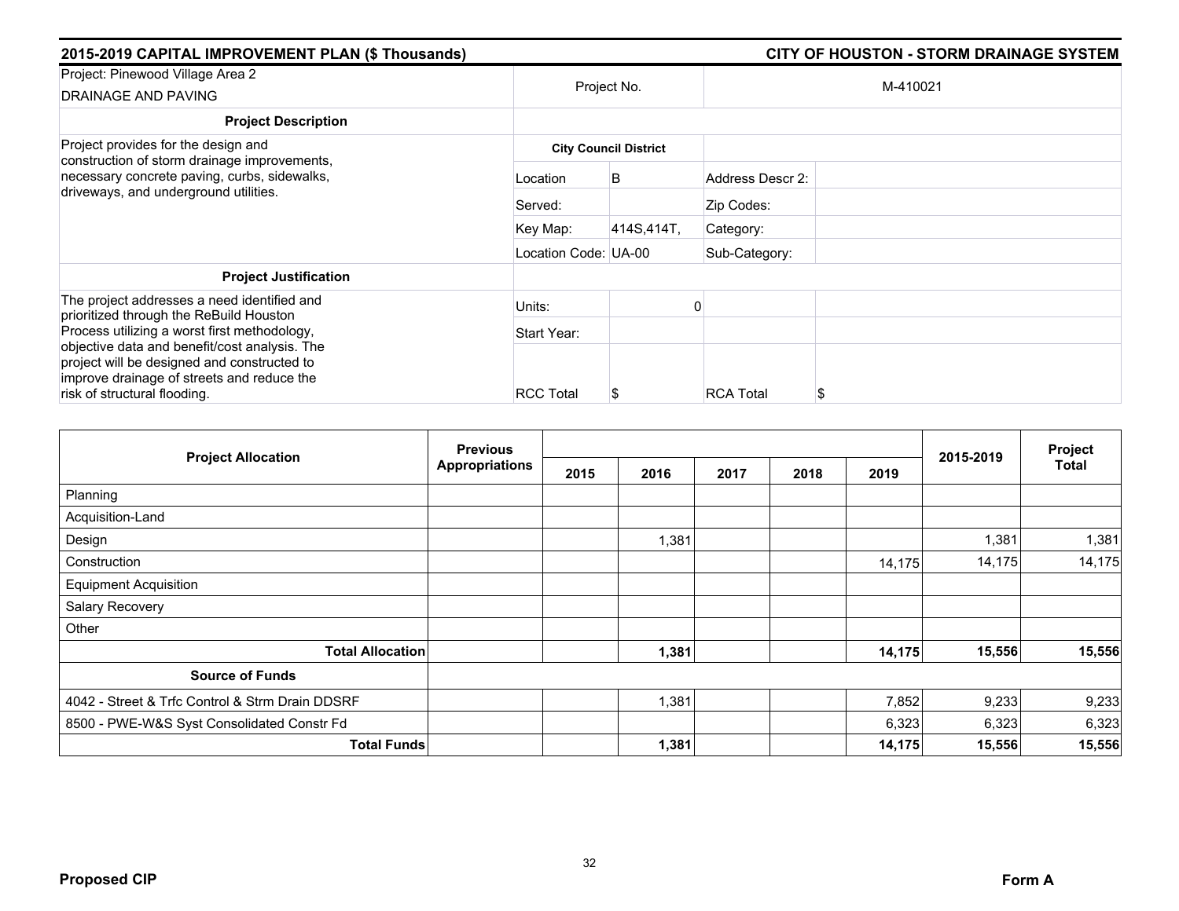**2015-2019 CAPITAL IMPROVEMENT PLAN ($ Thousands)** | **CITY OF HOUSTON - STORM DRAINAGE SYSTEM**

| Project: Pinewood Village Area 2<br>DRAINAGE AND PAVING | Project No. | | M-410021 | |
|---|---|---|---|---|
| **Project Description** | | | | |
| Project provides for the design and construction of storm drainage improvements, necessary concrete paving, curbs, sidewalks, driveways, and underground utilities. | **City Council District** | | | |
| | Location | B | Address Descr 2: | |
| | Served: | | Zip Codes: | |
| | Key Map: | 414S,414T, | Category: | |
| | Location Code: | UA-00 | Sub-Category: | |
| **Project Justification** | | | | |
| The project addresses a need identified and prioritized through the ReBuild Houston Process utilizing a worst first methodology, objective data and benefit/cost analysis. The project will be designed and constructed to improve drainage of streets and reduce the risk of structural flooding. | Units: | 0 | | |
| | Start Year: | | | |
| | RCC Total | $ | RCA Total | $ |

| Project Allocation | Previous Appropriations | 2015 | 2016 | 2017 | 2018 | 2019 | 2015-2019 | Project Total |
|---|---|---|---|---|---|---|---|---|
| Planning | | | | | | | | |
| Acquisition-Land | | | | | | | | |
| Design | | | 1,381 | | | | 1,381 | 1,381 |
| Construction | | | | | | 14,175 | 14,175 | 14,175 |
| Equipment Acquisition | | | | | | | | |
| Salary Recovery | | | | | | | | |
| Other | | | | | | | | |
| **Total Allocation** | | | **1,381** | | | **14,175** | **15,556** | **15,556** |
| **Source of Funds** | | | | | | | | |
| 4042 - Street & Trfc Control & Strm Drain DDSRF | | | 1,381 | | | 7,852 | 9,233 | 9,233 |
| 8500 - PWE-W&S Syst Consolidated Constr Fd | | | | | | 6,323 | 6,323 | 6,323 |
| **Total Funds** | | | **1,381** | | | **14,175** | **15,556** | **15,556** |

**Proposed CIP** | **Form A**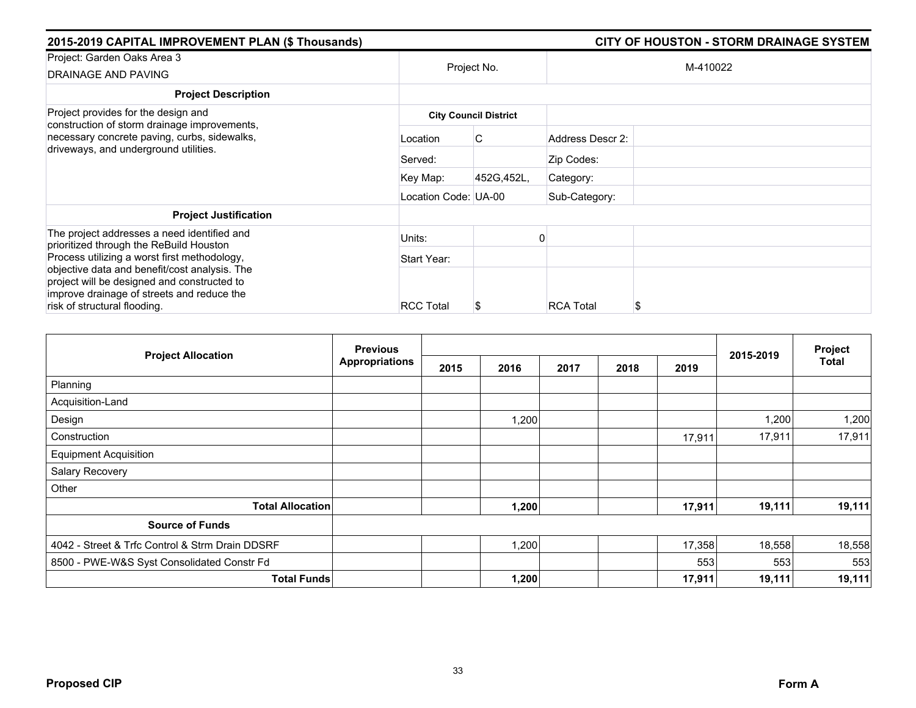## 2015-2019 CAPITAL IMPROVEMENT PLAN ($ Thousands)

## CITY OF HOUSTON - STORM DRAINAGE SYSTEM

| Project: Garden Oaks Area 3<br>DRAINAGE AND PAVING | Project No. | | M-410022 | |
|---|---|---|---|---|
| **Project Description** | | | | |
| Project provides for the design and construction of storm drainage improvements, necessary concrete paving, curbs, sidewalks, driveways, and underground utilities. | **City Council District** | | | |
| | Location | C | Address Descr 2: | |
| | Served: | | Zip Codes: | |
| | Key Map: | 452G,452L, | Category: | |
| | Location Code: | UA-00 | Sub-Category: | |
| **Project Justification** | | | | |
| The project addresses a need identified and prioritized through the ReBuild Houston Process utilizing a worst first methodology, objective data and benefit/cost analysis. The project will be designed and constructed to improve drainage of streets and reduce the risk of structural flooding. | Units: | 0 | | |
| | Start Year: | | | |
| | RCC Total | $ | RCA Total | $ |

| Project Allocation | Previous Appropriations | 2015 | 2016 | 2017 | 2018 | 2019 | 2015-2019 | Project Total |
|---|---|---|---|---|---|---|---|---|
| Planning | | | | | | | | |
| Acquisition-Land | | | | | | | | |
| Design | | | 1,200 | | | | 1,200 | 1,200 |
| Construction | | | | | | 17,911 | 17,911 | 17,911 |
| Equipment Acquisition | | | | | | | | |
| Salary Recovery | | | | | | | | |
| Other | | | | | | | | |
| **Total Allocation** | | | **1,200** | | | **17,911** | **19,111** | **19,111** |
| **Source of Funds** | | | | | | | | |
| 4042 - Street & Trfc Control & Strm Drain DDSRF | | | 1,200 | | | 17,358 | 18,558 | 18,558 |
| 8500 - PWE-W&S Syst Consolidated Constr Fd | | | | | | 553 | 553 | 553 |
| **Total Funds** | | | **1,200** | | | **17,911** | **19,111** | **19,111** |

**Proposed CIP**

**Form A**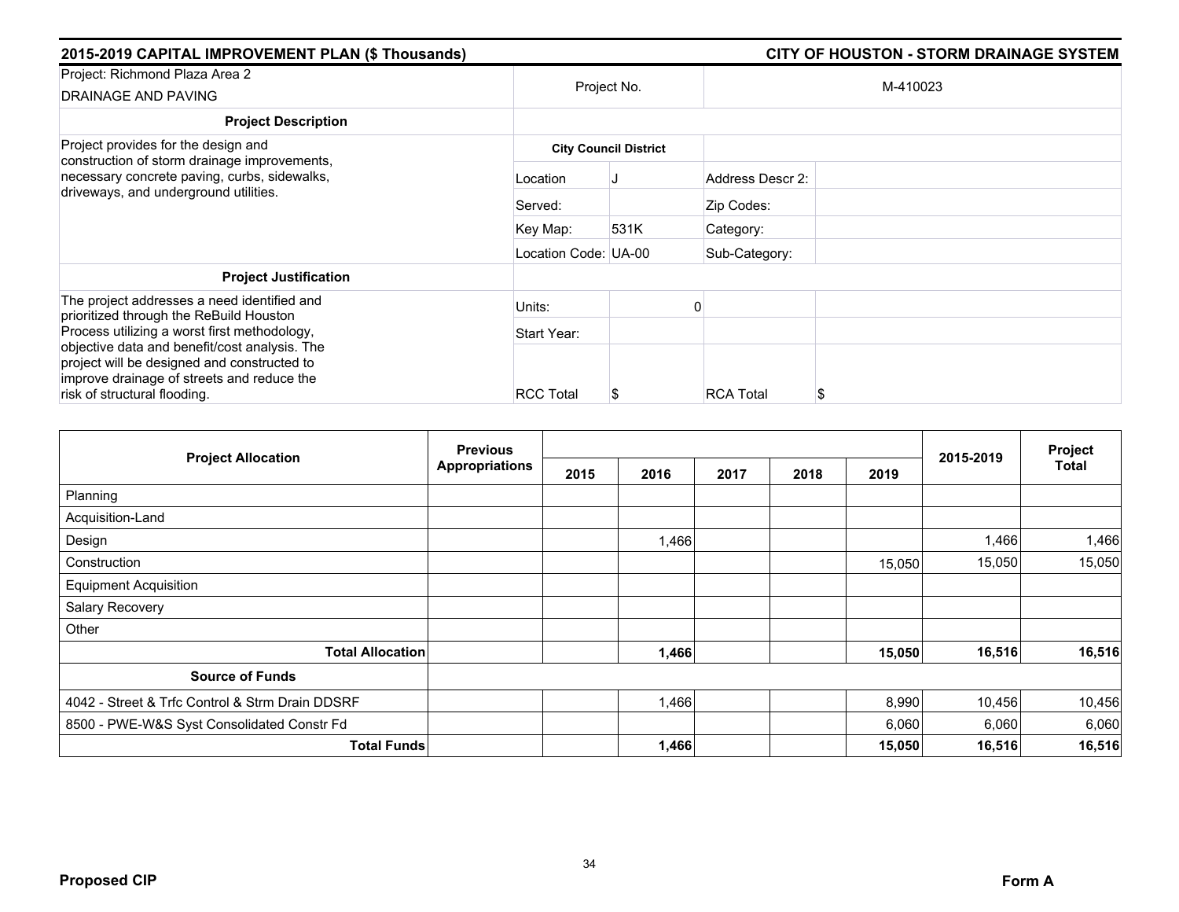## 2015-2019 CAPITAL IMPROVEMENT PLAN ($ Thousands) — CITY OF HOUSTON - STORM DRAINAGE SYSTEM

| Project: Richmond Plaza Area 2<br>DRAINAGE AND PAVING | Project No. | | M-410023 | |
|---|---|---|---|---|
| **Project Description** | | | | |
| Project provides for the design and construction of storm drainage improvements, necessary concrete paving, curbs, sidewalks, driveways, and underground utilities. | **City Council District** | | | |
| | Location | J | Address Descr 2: | |
| | Served: | | Zip Codes: | |
| | Key Map: | 531K | Category: | |
| | Location Code: | UA-00 | Sub-Category: | |
| **Project Justification** | | | | |
| The project addresses a need identified and prioritized through the ReBuild Houston Process utilizing a worst first methodology, objective data and benefit/cost analysis. The project will be designed and constructed to improve drainage of streets and reduce the risk of structural flooding. | Units: | 0 | | |
| | Start Year: | | | |
| | RCC Total | $ | RCA Total | $ |

| Project Allocation | Previous Appropriations | 2015 | 2016 | 2017 | 2018 | 2019 | 2015-2019 | Project Total |
|---|---|---|---|---|---|---|---|---|
| Planning | | | | | | | | |
| Acquisition-Land | | | | | | | | |
| Design | | | 1,466 | | | | 1,466 | 1,466 |
| Construction | | | | | | 15,050 | 15,050 | 15,050 |
| Equipment Acquisition | | | | | | | | |
| Salary Recovery | | | | | | | | |
| Other | | | | | | | | |
| **Total Allocation** | | | **1,466** | | | **15,050** | **16,516** | **16,516** |
| **Source of Funds** | | | | | | | | |
| 4042 - Street & Trfc Control & Strm Drain DDSRF | | | 1,466 | | | 8,990 | 10,456 | 10,456 |
| 8500 - PWE-W&S Syst Consolidated Constr Fd | | | | | | 6,060 | 6,060 | 6,060 |
| **Total Funds** | | | **1,466** | | | **15,050** | **16,516** | **16,516** |

**Proposed CIP** — **Form A**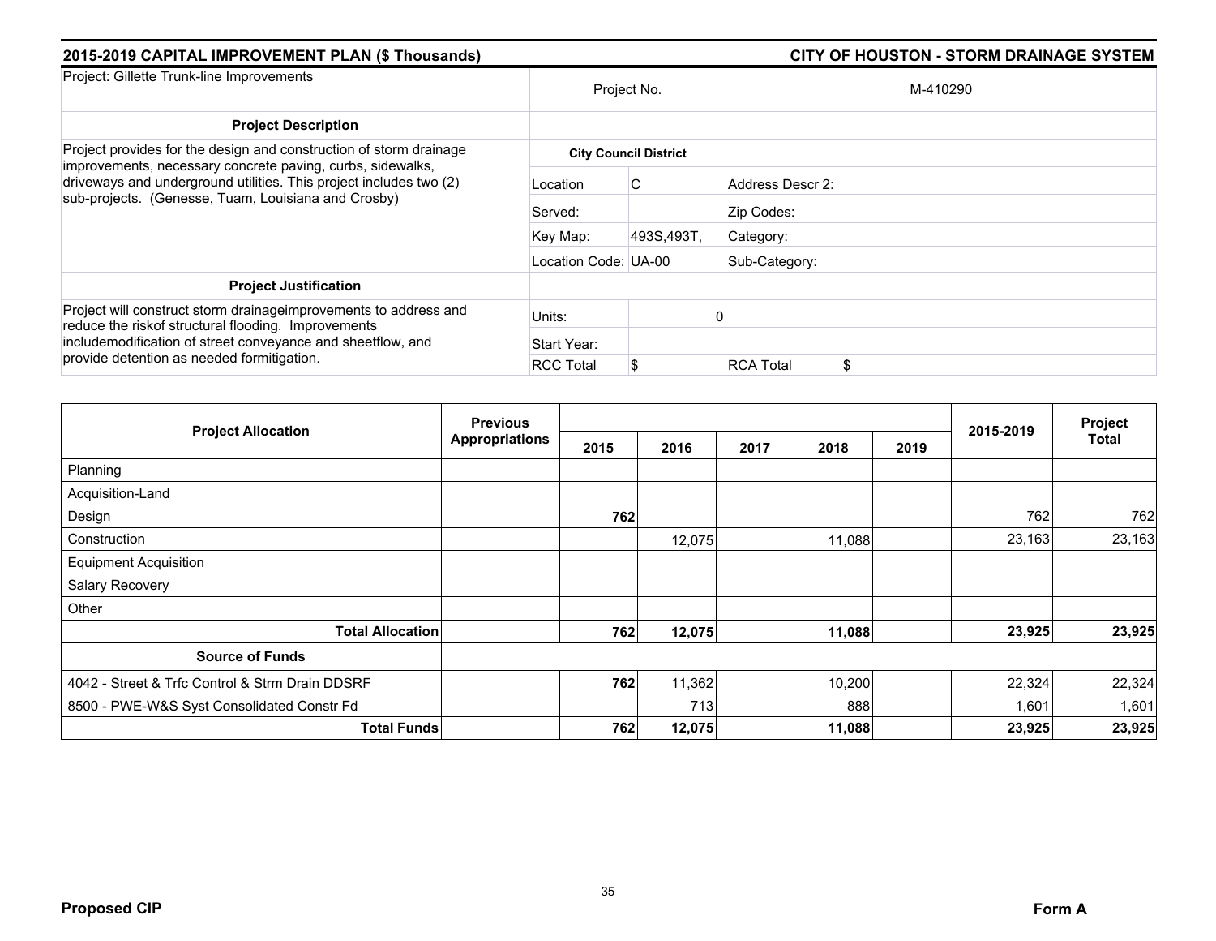## 2015-2019 CAPITAL IMPROVEMENT PLAN ($ Thousands)

## CITY OF HOUSTON - STORM DRAINAGE SYSTEM

| Project: Gillette Trunk-line Improvements | Project No. | | M-410290 | |
|---|---|---|---|---|
| **Project Description** | | | | |
| Project provides for the design and construction of storm drainage improvements, necessary concrete paving, curbs, sidewalks, driveways and underground utilities. This project includes two (2) sub-projects. (Genesse, Tuam, Louisiana and Crosby) | **City Council District** | | | |
| | Location | C | Address Descr 2: | |
| | Served: | | Zip Codes: | |
| | Key Map: | 493S,493T, | Category: | |
| | Location Code: | UA-00 | Sub-Category: | |
| **Project Justification** | | | | |
| Project will construct storm drainageimprovements to address and reduce the riskof structural flooding. Improvements includemodification of street conveyance and sheetflow, and provide detention as needed formitigation. | Units: | 0 | | |
| | Start Year: | | | |
| | RCC Total | $ | RCA Total | $ |

| Project Allocation | Previous Appropriations | 2015 | 2016 | 2017 | 2018 | 2019 | 2015-2019 | Project Total |
|---|---|---|---|---|---|---|---|---|
| Planning | | | | | | | | |
| Acquisition-Land | | | | | | | | |
| Design | | **762** | | | | | 762 | 762 |
| Construction | | | 12,075 | | 11,088 | | 23,163 | 23,163 |
| Equipment Acquisition | | | | | | | | |
| Salary Recovery | | | | | | | | |
| Other | | | | | | | | |
| **Total Allocation** | | **762** | **12,075** | | **11,088** | | **23,925** | **23,925** |
| **Source of Funds** | | | | | | | | |
| 4042 - Street & Trfc Control & Strm Drain DDSRF | | **762** | 11,362 | | 10,200 | | 22,324 | 22,324 |
| 8500 - PWE-W&S Syst Consolidated Constr Fd | | | 713 | | 888 | | 1,601 | 1,601 |
| **Total Funds** | | **762** | **12,075** | | **11,088** | | **23,925** | **23,925** |

**Proposed CIP** **Form A**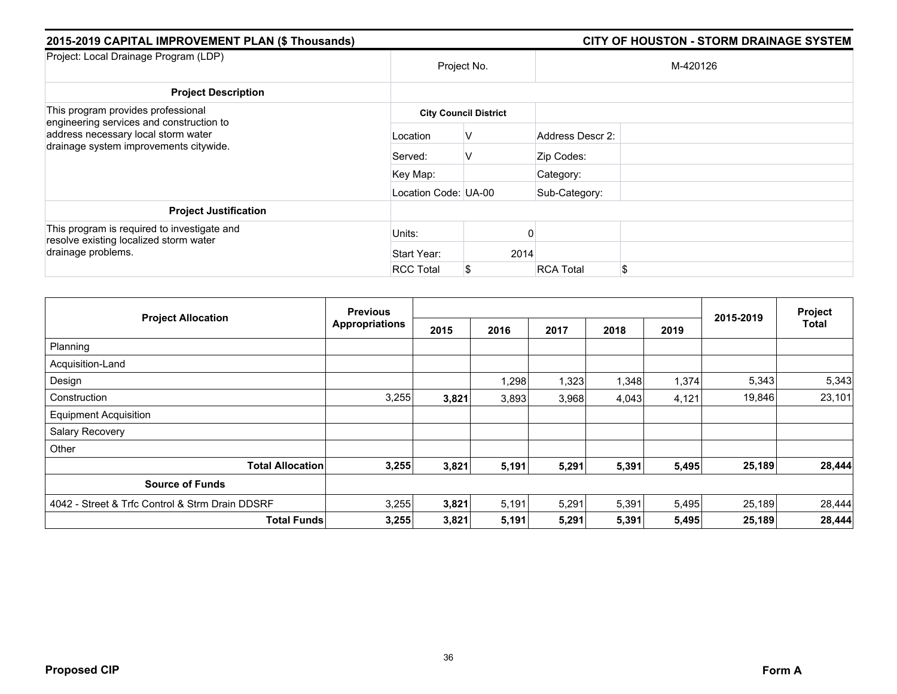## 2015-2019 CAPITAL IMPROVEMENT PLAN ($ Thousands) — CITY OF HOUSTON - STORM DRAINAGE SYSTEM

| Project: Local Drainage Program (LDP) | Project No. | | M-420126 | |
|---|---|---|---|---|
| **Project Description** | | | | |
| This program provides professional engineering services and construction to address necessary local storm water drainage system improvements citywide. | **City Council District** | | | |
| | Location | V | Address Descr 2: | |
| | Served: | V | Zip Codes: | |
| | Key Map: | | Category: | |
| | Location Code: | UA-00 | Sub-Category: | |
| **Project Justification** | | | | |
| This program is required to investigate and resolve existing localized storm water drainage problems. | Units: | 0 | | |
| | Start Year: | 2014 | | |
| | RCC Total | $ | RCA Total | $ |

| Project Allocation | Previous Appropriations | 2015 | 2016 | 2017 | 2018 | 2019 | 2015-2019 | Project Total |
|---|---|---|---|---|---|---|---|---|
| Planning | | | | | | | | |
| Acquisition-Land | | | | | | | | |
| Design | | | 1,298 | 1,323 | 1,348 | 1,374 | 5,343 | 5,343 |
| Construction | 3,255 | **3,821** | 3,893 | 3,968 | 4,043 | 4,121 | 19,846 | 23,101 |
| Equipment Acquisition | | | | | | | | |
| Salary Recovery | | | | | | | | |
| Other | | | | | | | | |
| **Total Allocation** | **3,255** | **3,821** | **5,191** | **5,291** | **5,391** | **5,495** | **25,189** | **28,444** |
| **Source of Funds** | | | | | | | | |
| 4042 - Street & Trfc Control & Strm Drain DDSRF | 3,255 | **3,821** | 5,191 | 5,291 | 5,391 | 5,495 | 25,189 | 28,444 |
| **Total Funds** | **3,255** | **3,821** | **5,191** | **5,291** | **5,391** | **5,495** | **25,189** | **28,444** |

**Proposed CIP** — **Form A**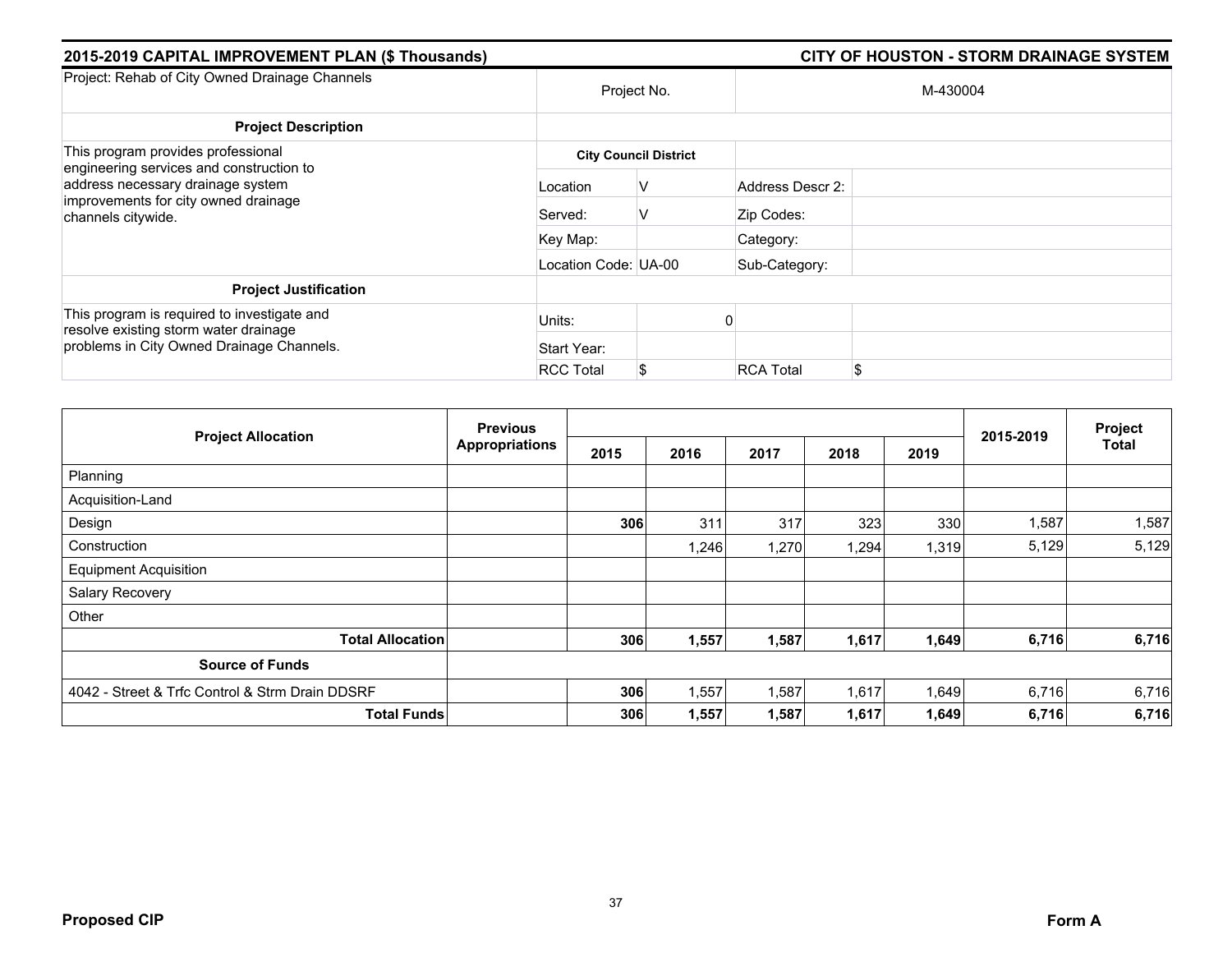## 2015-2019 CAPITAL IMPROVEMENT PLAN ($ Thousands)

## CITY OF HOUSTON - STORM DRAINAGE SYSTEM

| Project: Rehab of City Owned Drainage Channels | Project No. | | M-430004 | |
|---|---|---|---|---|
| **Project Description** | | | | |
| This program provides professional engineering services and construction to address necessary drainage system improvements for city owned drainage channels citywide. | **City Council District** | | | |
| | Location | V | Address Descr 2: | |
| | Served: | V | Zip Codes: | |
| | Key Map: | | Category: | |
| | Location Code: | UA-00 | Sub-Category: | |
| **Project Justification** | | | | |
| This program is required to investigate and resolve existing storm water drainage problems in City Owned Drainage Channels. | Units: | 0 | | |
| | Start Year: | | | |
| | RCC Total | $ | RCA Total | $ |

| Project Allocation | Previous Appropriations | 2015 | 2016 | 2017 | 2018 | 2019 | 2015-2019 | Project Total |
|---|---|---|---|---|---|---|---|---|
| Planning | | | | | | | | |
| Acquisition-Land | | | | | | | | |
| Design | | **306** | 311 | 317 | 323 | 330 | 1,587 | 1,587 |
| Construction | | | 1,246 | 1,270 | 1,294 | 1,319 | 5,129 | 5,129 |
| Equipment Acquisition | | | | | | | | |
| Salary Recovery | | | | | | | | |
| Other | | | | | | | | |
| **Total Allocation** | | **306** | **1,557** | **1,587** | **1,617** | **1,649** | **6,716** | **6,716** |
| **Source of Funds** | | | | | | | | |
| 4042 - Street & Trfc Control & Strm Drain DDSRF | | **306** | 1,557 | 1,587 | 1,617 | 1,649 | 6,716 | 6,716 |
| **Total Funds** | | **306** | **1,557** | **1,587** | **1,617** | **1,649** | **6,716** | **6,716** |

**Proposed CIP** **Form A**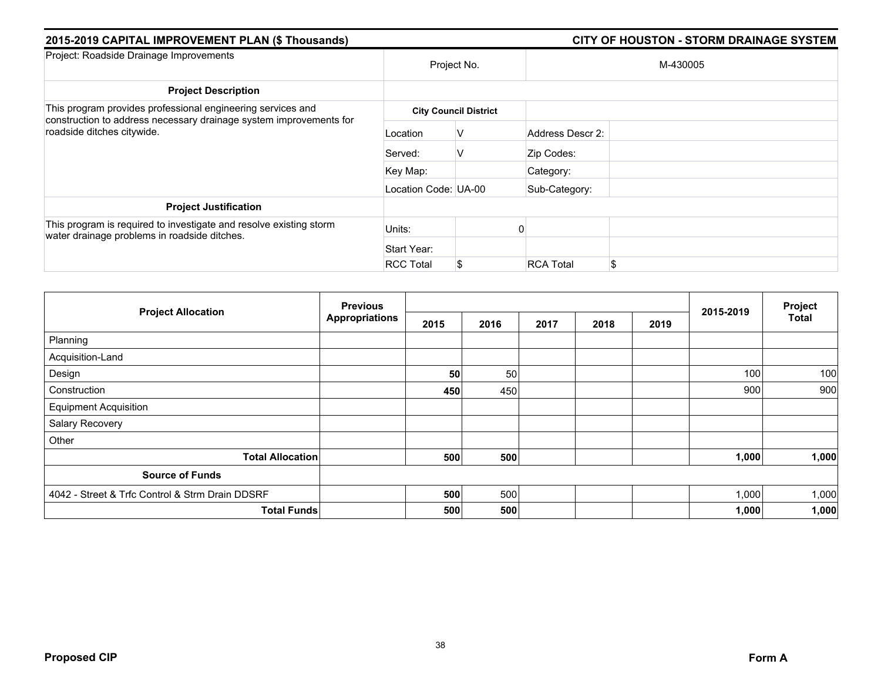## 2015-2019 CAPITAL IMPROVEMENT PLAN ($ Thousands)

## CITY OF HOUSTON - STORM DRAINAGE SYSTEM

| Project: Roadside Drainage Improvements | Project No. | | M-430005 | |
|---|---|---|---|---|
| **Project Description** | | | | |
| This program provides professional engineering services and construction to address necessary drainage system improvements for roadside ditches citywide. | **City Council District** | | | |
| | Location | V | Address Descr 2: | |
| | Served: | V | Zip Codes: | |
| | Key Map: | | Category: | |
| | Location Code: | UA-00 | Sub-Category: | |
| **Project Justification** | | | | |
| This program is required to investigate and resolve existing storm water drainage problems in roadside ditches. | Units: | 0 | | |
| | Start Year: | | | |
| | RCC Total | $ | RCA Total | $ |

| Project Allocation | Previous Appropriations | 2015 | 2016 | 2017 | 2018 | 2019 | 2015-2019 | Project Total |
|---|---|---|---|---|---|---|---|---|
| Planning | | | | | | | | |
| Acquisition-Land | | | | | | | | |
| Design | | **50** | 50 | | | | 100 | 100 |
| Construction | | **450** | 450 | | | | 900 | 900 |
| Equipment Acquisition | | | | | | | | |
| Salary Recovery | | | | | | | | |
| Other | | | | | | | | |
| **Total Allocation** | | **500** | **500** | | | | **1,000** | **1,000** |
| **Source of Funds** | | | | | | | | |
| 4042 - Street & Trfc Control & Strm Drain DDSRF | | **500** | 500 | | | | 1,000 | 1,000 |
| **Total Funds** | | **500** | **500** | | | | **1,000** | **1,000** |

**Proposed CIP** **Form A**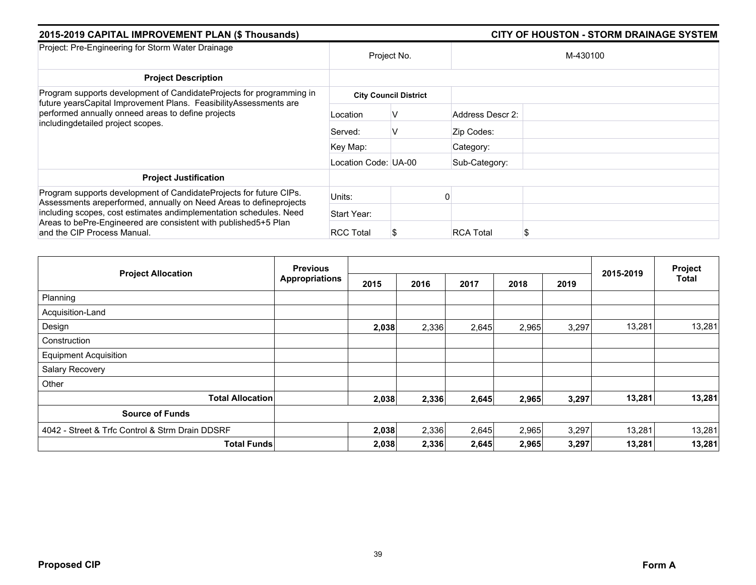**2015-2019 CAPITAL IMPROVEMENT PLAN ($ Thousands)** | **CITY OF HOUSTON - STORM DRAINAGE SYSTEM**

| Project: Pre-Engineering for Storm Water Drainage | Project No. | | M-430100 | |
|---|---|---|---|---|
| **Project Description** | | | | |
| Program supports development of CandidateProjects for programming in future yearsCapital Improvement Plans. FeasibilityAssessments are performed annually onneed areas to define projects includingdetailed project scopes. | **City Council District** | | | |
| | Location | V | Address Descr 2: | |
| | Served: | V | Zip Codes: | |
| | Key Map: | | Category: | |
| | Location Code: | UA-00 | Sub-Category: | |
| **Project Justification** | | | | |
| Program supports development of CandidateProjects for future CIPs. Assessments areperformed, annually on Need Areas to defineprojects including scopes, cost estimates andimplementation schedules. Need Areas to bePre-Engineered are consistent with published5+5 Plan and the CIP Process Manual. | Units: | 0 | | |
| | Start Year: | | | |
| | RCC Total | $ | RCA Total | $ |

| Project Allocation | Previous Appropriations | 2015 | 2016 | 2017 | 2018 | 2019 | 2015-2019 | Project Total |
|---|---|---|---|---|---|---|---|---|
| Planning | | | | | | | | |
| Acquisition-Land | | | | | | | | |
| Design | | **2,038** | 2,336 | 2,645 | 2,965 | 3,297 | 13,281 | 13,281 |
| Construction | | | | | | | | |
| Equipment Acquisition | | | | | | | | |
| Salary Recovery | | | | | | | | |
| Other | | | | | | | | |
| **Total Allocation** | | **2,038** | **2,336** | **2,645** | **2,965** | **3,297** | **13,281** | **13,281** |
| **Source of Funds** | | | | | | | | |
| 4042 - Street & Trfc Control & Strm Drain DDSRF | | **2,038** | 2,336 | 2,645 | 2,965 | 3,297 | 13,281 | 13,281 |
| **Total Funds** | | **2,038** | **2,336** | **2,645** | **2,965** | **3,297** | **13,281** | **13,281** |

**Proposed CIP** | **Form A**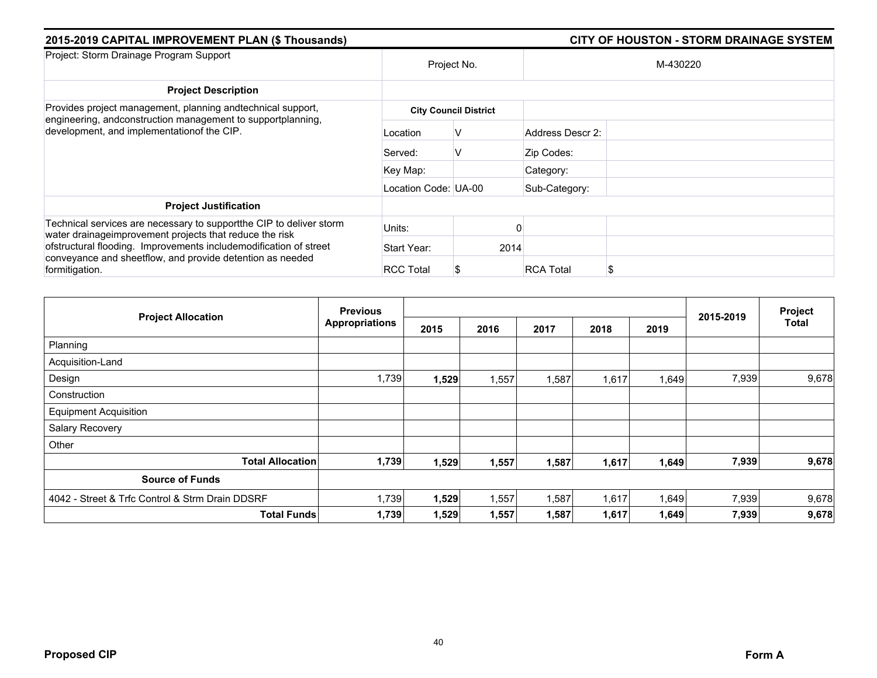**2015-2019 CAPITAL IMPROVEMENT PLAN ($ Thousands)** | **CITY OF HOUSTON - STORM DRAINAGE SYSTEM**

| Project: Storm Drainage Program Support | Project No. | | M-430220 | |
|---|---|---|---|---|
| **Project Description** | | | | |
| Provides project management, planning andtechnical support, engineering, andconstruction management to supportplanning, development, and implementationof the CIP. | **City Council District** | | | |
| | Location | V | Address Descr 2: | |
| | Served: | V | Zip Codes: | |
| | Key Map: | | Category: | |
| | Location Code: | UA-00 | Sub-Category: | |
| **Project Justification** | | | | |
| Technical services are necessary to supportthe CIP to deliver storm water drainageimprovement projects that reduce the risk ofstructural flooding. Improvements includemodification of street conveyance and sheetflow, and provide detention as needed formitigation. | Units: | 0 | | |
| | Start Year: | 2014 | | |
| | RCC Total | $ | RCA Total | $ |

| Project Allocation | Previous Appropriations | 2015 | 2016 | 2017 | 2018 | 2019 | 2015-2019 | Project Total |
|---|---|---|---|---|---|---|---|---|
| Planning | | | | | | | | |
| Acquisition-Land | | | | | | | | |
| Design | 1,739 | **1,529** | 1,557 | 1,587 | 1,617 | 1,649 | 7,939 | 9,678 |
| Construction | | | | | | | | |
| Equipment Acquisition | | | | | | | | |
| Salary Recovery | | | | | | | | |
| Other | | | | | | | | |
| **Total Allocation** | **1,739** | **1,529** | **1,557** | **1,587** | **1,617** | **1,649** | **7,939** | **9,678** |
| **Source of Funds** | | | | | | | | |
| 4042 - Street & Trfc Control & Strm Drain DDSRF | 1,739 | **1,529** | 1,557 | 1,587 | 1,617 | 1,649 | 7,939 | 9,678 |
| **Total Funds** | **1,739** | **1,529** | **1,557** | **1,587** | **1,617** | **1,649** | **7,939** | **9,678** |

**Proposed CIP** | **Form A**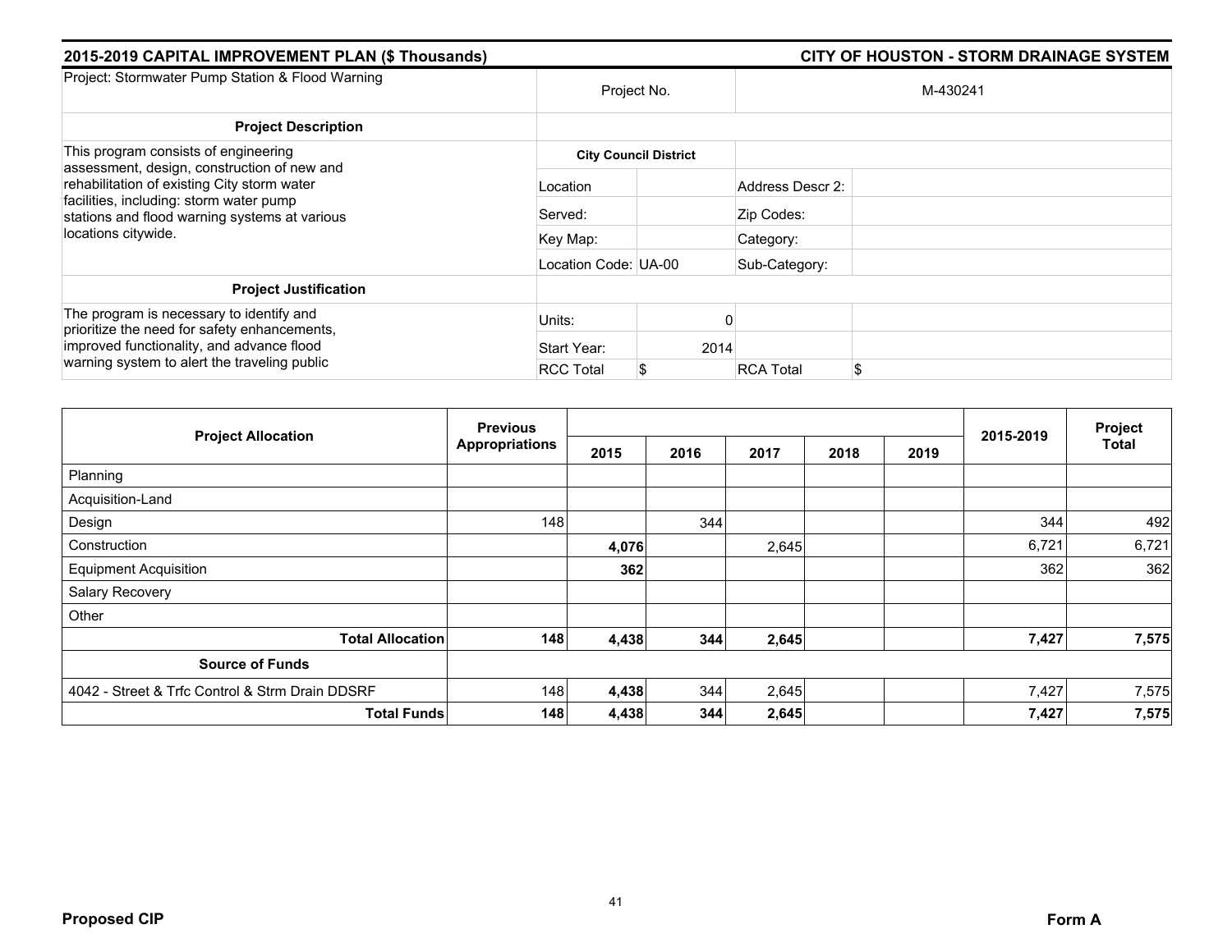## 2015-2019 CAPITAL IMPROVEMENT PLAN ($ Thousands)

## CITY OF HOUSTON - STORM DRAINAGE SYSTEM

| Project: Stormwater Pump Station & Flood Warning | Project No. | | M-430241 | |
|---|---|---|---|---|
| **Project Description** | | | | |
| This program consists of engineering assessment, design, construction of new and rehabilitation of existing City storm water facilities, including: storm water pump stations and flood warning systems at various locations citywide. | **City Council District** | | | |
| | Location | | Address Descr 2: | |
| | Served: | | Zip Codes: | |
| | Key Map: | | Category: | |
| | Location Code: | UA-00 | Sub-Category: | |
| **Project Justification** | | | | |
| The program is necessary to identify and prioritize the need for safety enhancements, improved functionality, and advance flood warning system to alert the traveling public | Units: | 0 | | |
| | Start Year: | 2014 | | |
| | RCC Total | $ | RCA Total | $ |

| Project Allocation | Previous Appropriations | 2015 | 2016 | 2017 | 2018 | 2019 | 2015-2019 | Project Total |
|---|---|---|---|---|---|---|---|---|
| Planning | | | | | | | | |
| Acquisition-Land | | | | | | | | |
| Design | 148 | | 344 | | | | 344 | 492 |
| Construction | | **4,076** | | 2,645 | | | 6,721 | 6,721 |
| Equipment Acquisition | | **362** | | | | | 362 | 362 |
| Salary Recovery | | | | | | | | |
| Other | | | | | | | | |
| **Total Allocation** | **148** | **4,438** | **344** | **2,645** | | | **7,427** | **7,575** |
| **Source of Funds** | | | | | | | | |
| 4042 - Street & Trfc Control & Strm Drain DDSRF | 148 | **4,438** | 344 | 2,645 | | | 7,427 | 7,575 |
| **Total Funds** | **148** | **4,438** | **344** | **2,645** | | | **7,427** | **7,575** |

**Proposed CIP** **Form A**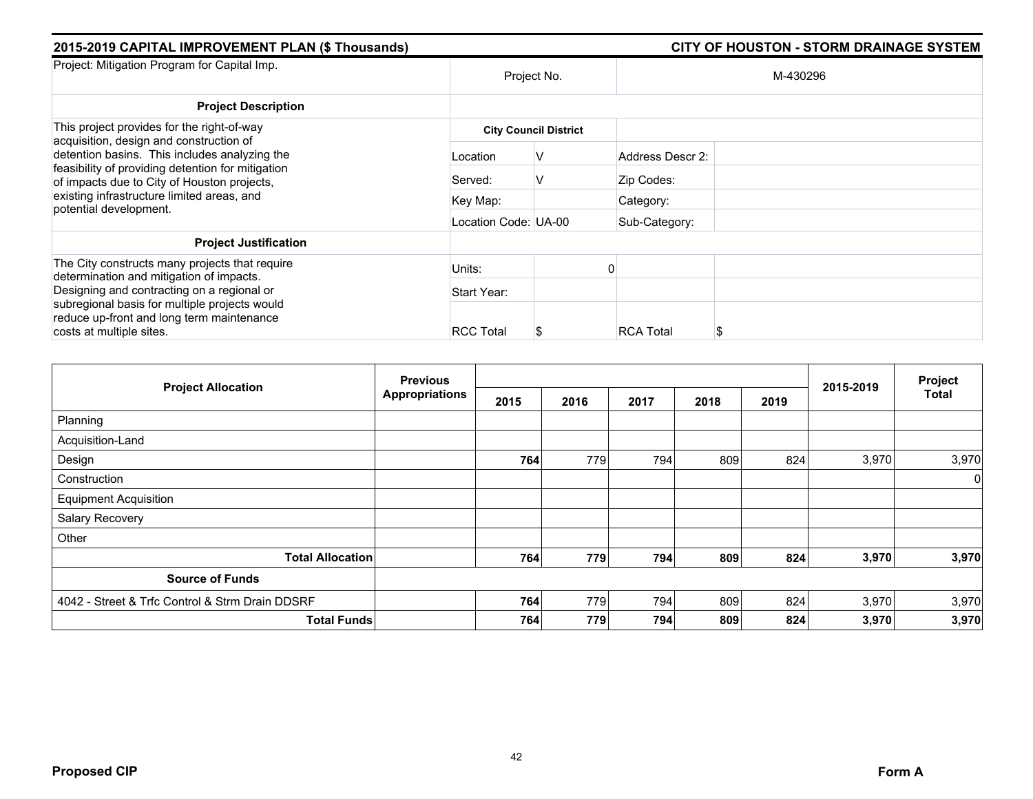## 2015-2019 CAPITAL IMPROVEMENT PLAN ($ Thousands) — CITY OF HOUSTON - STORM DRAINAGE SYSTEM

| Project: Mitigation Program for Capital Imp. | Project No. | | M-430296 | |
|---|---|---|---|---|
| **Project Description** | | | | |
| This project provides for the right-of-way acquisition, design and construction of detention basins. This includes analyzing the feasibility of providing detention for mitigation of impacts due to City of Houston projects, existing infrastructure limited areas, and potential development. | **City Council District** | | | |
| | Location | V | Address Descr 2: | |
| | Served: | V | Zip Codes: | |
| | Key Map: | | Category: | |
| | Location Code: UA-00 | | Sub-Category: | |
| **Project Justification** | | | | |
| The City constructs many projects that require determination and mitigation of impacts. Designing and contracting on a regional or subregional basis for multiple projects would reduce up-front and long term maintenance costs at multiple sites. | Units: | 0 | | |
| | Start Year: | | | |
| | RCC Total | $ | RCA Total | $ |

| Project Allocation | Previous Appropriations | 2015 | 2016 | 2017 | 2018 | 2019 | 2015-2019 | Project Total |
|---|---|---|---|---|---|---|---|---|
| Planning | | | | | | | | |
| Acquisition-Land | | | | | | | | |
| Design | | **764** | 779 | 794 | 809 | 824 | 3,970 | 3,970 |
| Construction | | | | | | | | 0 |
| Equipment Acquisition | | | | | | | | |
| Salary Recovery | | | | | | | | |
| Other | | | | | | | | |
| **Total Allocation** | | **764** | **779** | **794** | **809** | **824** | **3,970** | **3,970** |
| **Source of Funds** | | | | | | | | |
| 4042 - Street & Trfc Control & Strm Drain DDSRF | | **764** | 779 | 794 | 809 | 824 | 3,970 | 3,970 |
| **Total Funds** | | **764** | **779** | **794** | **809** | **824** | **3,970** | **3,970** |

**Proposed CIP** — **Form A**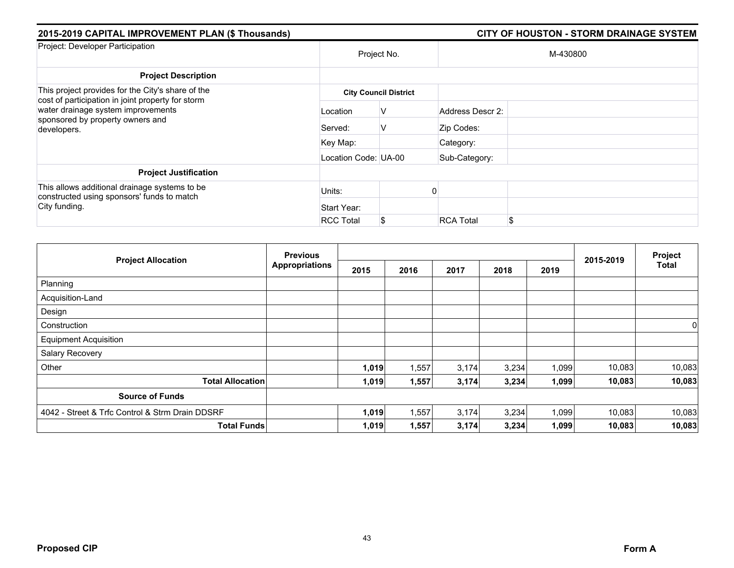## 2015-2019 CAPITAL IMPROVEMENT PLAN ($ Thousands)

## CITY OF HOUSTON - STORM DRAINAGE SYSTEM

| Project: Developer Participation | Project No. | | M-430800 | |
|---|---|---|---|---|
| **Project Description** | | | | |
| This project provides for the City's share of the cost of participation in joint property for storm water drainage system improvements sponsored by property owners and developers. | **City Council District** | | | |
| | Location | V | Address Descr 2: | |
| | Served: | V | Zip Codes: | |
| | Key Map: | | Category: | |
| | Location Code: | UA-00 | Sub-Category: | |
| **Project Justification** | | | | |
| This allows additional drainage systems to be constructed using sponsors' funds to match City funding. | Units: | 0 | | |
| | Start Year: | | | |
| | RCC Total | $ | RCA Total | $ |

| Project Allocation | Previous Appropriations | 2015 | 2016 | 2017 | 2018 | 2019 | 2015-2019 | Project Total |
|---|---|---|---|---|---|---|---|---|
| Planning | | | | | | | | |
| Acquisition-Land | | | | | | | | |
| Design | | | | | | | | |
| Construction | | | | | | | | 0 |
| Equipment Acquisition | | | | | | | | |
| Salary Recovery | | | | | | | | |
| Other | | **1,019** | 1,557 | 3,174 | 3,234 | 1,099 | 10,083 | 10,083 |
| **Total Allocation** | | **1,019** | **1,557** | **3,174** | **3,234** | **1,099** | **10,083** | **10,083** |
| **Source of Funds** | | | | | | | | |
| 4042 - Street & Trfc Control & Strm Drain DDSRF | | **1,019** | 1,557 | 3,174 | 3,234 | 1,099 | 10,083 | 10,083 |
| **Total Funds** | | **1,019** | **1,557** | **3,174** | **3,234** | **1,099** | **10,083** | **10,083** |

**Proposed CIP**

**Form A**